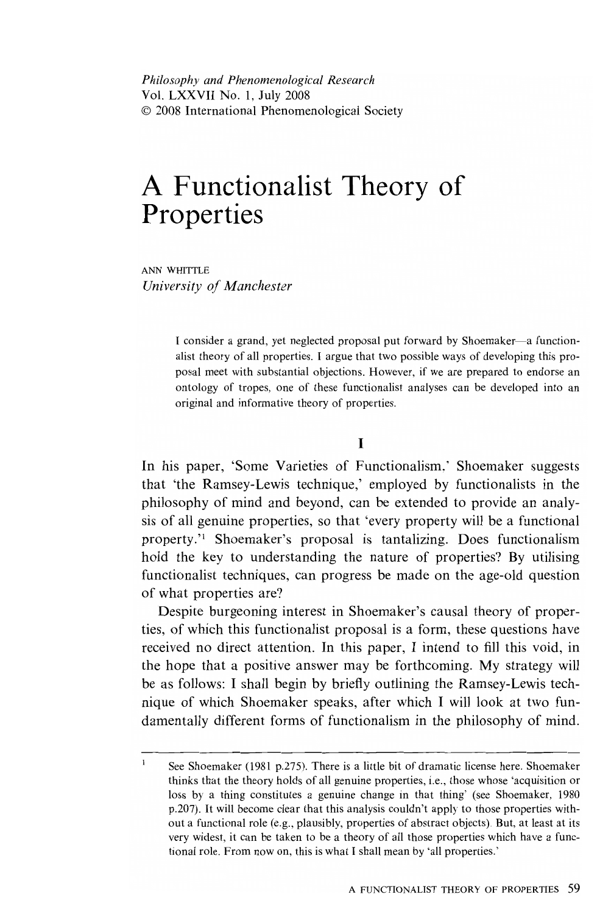*Philosophy and Phenomenological Research*
Vol. LXXVII No. 1, July 2008
© 2008 International Phenomenological Society

# A Functionalist Theory of Properties

ANN WHITTLE
*University of Manchester*

> I consider a grand, yet neglected proposal put forward by Shoemaker—a functionalist theory of all properties. I argue that two possible ways of developing this proposal meet with substantial objections. However, if we are prepared to endorse an ontology of tropes, one of these functionalist analyses can be developed into an original and informative theory of properties.

## I

In his paper, 'Some Varieties of Functionalism,' Shoemaker suggests that 'the Ramsey-Lewis technique,' employed by functionalists in the philosophy of mind and beyond, can be extended to provide an analysis of all genuine properties, so that 'every property will be a functional property.'[1] Shoemaker's proposal is tantalizing. Does functionalism hold the key to understanding the nature of properties? By utilising functionalist techniques, can progress be made on the age-old question of what properties are?

Despite burgeoning interest in Shoemaker's causal theory of properties, of which this functionalist proposal is a form, these questions have received no direct attention. In this paper, I intend to fill this void, in the hope that a positive answer may be forthcoming. My strategy will be as follows: I shall begin by briefly outlining the Ramsey-Lewis technique of which Shoemaker speaks, after which I will look at two fundamentally different forms of functionalism in the philosophy of mind.

---

[1] See Shoemaker (1981 p.275). There is a little bit of dramatic license here. Shoemaker thinks that the theory holds of all genuine properties, i.e., those whose 'acquisition or loss by a thing constitutes a genuine change in that thing' (see Shoemaker, 1980 p.207). It will become clear that this analysis couldn't apply to those properties without a functional role (e.g., plausibly, properties of abstract objects). But, at least at its very widest, it can be taken to be a theory of all those properties which have a functional role. From now on, this is what I shall mean by 'all properties.'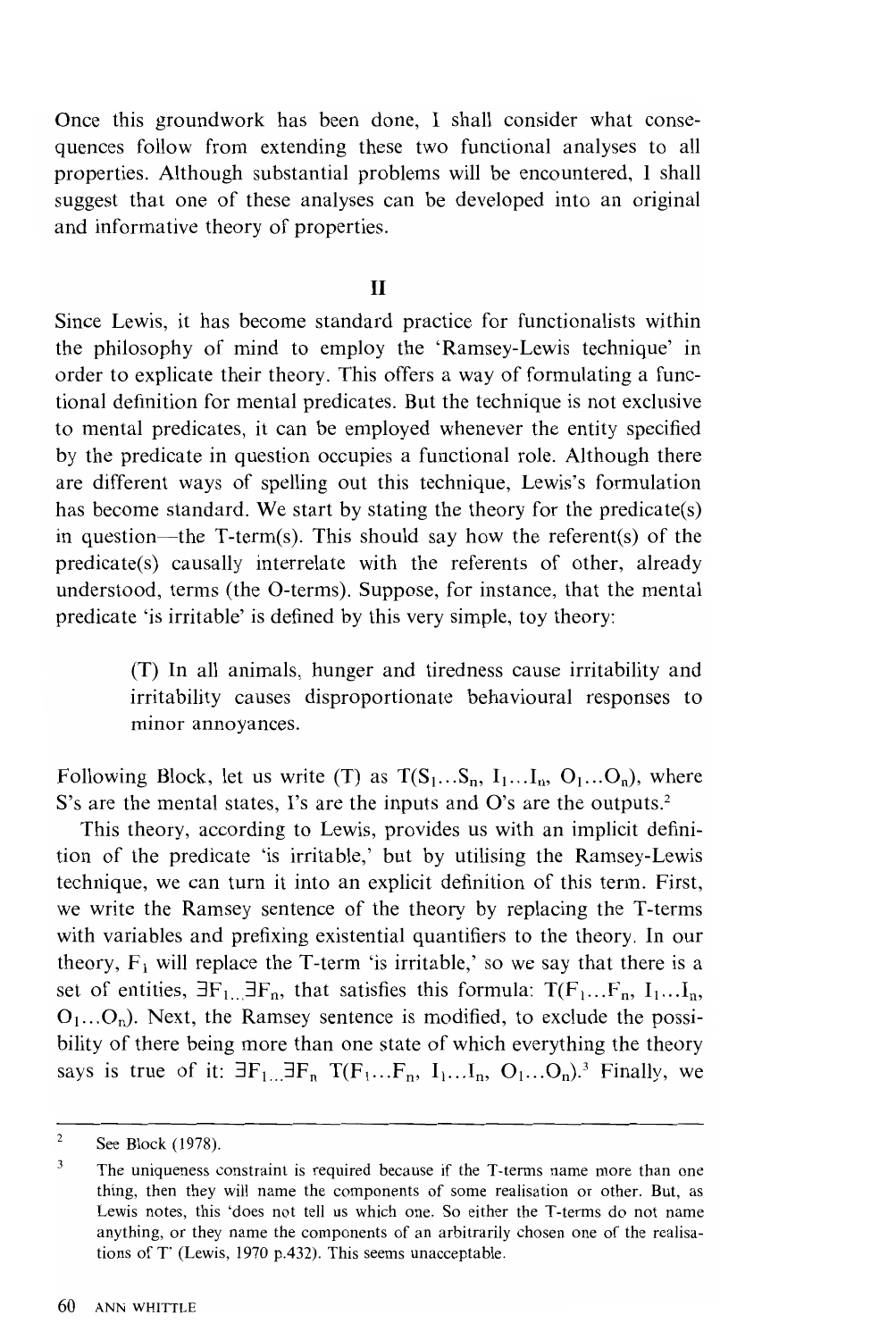Once this groundwork has been done, I shall consider what consequences follow from extending these two functional analyses to all properties. Although substantial problems will be encountered, I shall suggest that one of these analyses can be developed into an original and informative theory of properties.

## II

Since Lewis, it has become standard practice for functionalists within the philosophy of mind to employ the 'Ramsey-Lewis technique' in order to explicate their theory. This offers a way of formulating a functional definition for mental predicates. But the technique is not exclusive to mental predicates, it can be employed whenever the entity specified by the predicate in question occupies a functional role. Although there are different ways of spelling out this technique, Lewis's formulation has become standard. We start by stating the theory for the predicate(s) in question—the T-term(s). This should say how the referent(s) of the predicate(s) causally interrelate with the referents of other, already understood, terms (the O-terms). Suppose, for instance, that the mental predicate 'is irritable' is defined by this very simple, toy theory:

> (T) In all animals, hunger and tiredness cause irritability and irritability causes disproportionate behavioural responses to minor annoyances.

Following Block, let us write (T) as $T(S_1 \ldots S_n, I_1 \ldots I_n, O_1 \ldots O_n)$, where S's are the mental states, I's are the inputs and O's are the outputs.[2]

This theory, according to Lewis, provides us with an implicit definition of the predicate 'is irritable,' but by utilising the Ramsey-Lewis technique, we can turn it into an explicit definition of this term. First, we write the Ramsey sentence of the theory by replacing the T-terms with variables and prefixing existential quantifiers to the theory. In our theory, $F_1$ will replace the T-term 'is irritable,' so we say that there is a set of entities, $\exists F_1 \ldots \exists F_n$, that satisfies this formula: $T(F_1 \ldots F_n, I_1 \ldots I_n, O_1 \ldots O_n)$. Next, the Ramsey sentence is modified, to exclude the possibility of there being more than one state of which everything the theory says is true of it: $\exists F_1 \ldots \exists F_n\ T(F_1 \ldots F_n, I_1 \ldots I_n, O_1 \ldots O_n)$.[3] Finally, we

---

[2] See Block (1978).

[3] The uniqueness constraint is required because if the T-terms name more than one thing, then they will name the components of some realisation or other. But, as Lewis notes, this 'does not tell us which one. So either the T-terms do not name anything, or they name the components of an arbitrarily chosen one of the realisations of T' (Lewis, 1970 p.432). This seems unacceptable.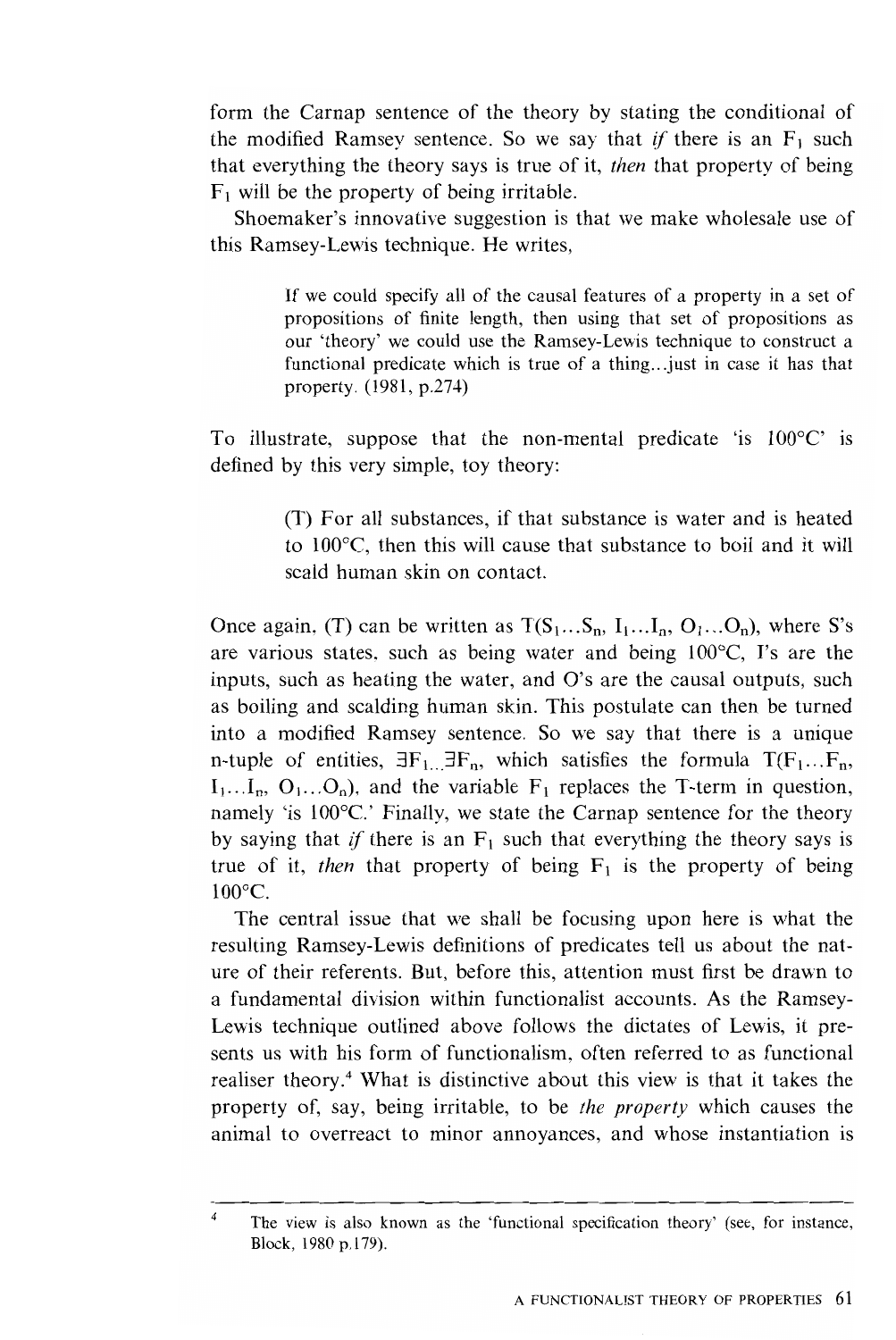form the Carnap sentence of the theory by stating the conditional of the modified Ramsey sentence. So we say that *if* there is an $F_1$ such that everything the theory says is true of it, *then* that property of being $F_1$ will be the property of being irritable.

Shoemaker's innovative suggestion is that we make wholesale use of this Ramsey-Lewis technique. He writes,

> If we could specify all of the causal features of a property in a set of propositions of finite length, then using that set of propositions as our 'theory' we could use the Ramsey-Lewis technique to construct a functional predicate which is true of a thing...just in case it has that property. (1981, p.274)

To illustrate, suppose that the non-mental predicate 'is 100°C' is defined by this very simple, toy theory:

> (T) For all substances, if that substance is water and is heated to 100°C, then this will cause that substance to boil and it will scald human skin on contact.

Once again, (T) can be written as $T(S_1...S_n, I_1...I_n, O_1...O_n)$, where S's are various states, such as being water and being 100°C, I's are the inputs, such as heating the water, and O's are the causal outputs, such as boiling and scalding human skin. This postulate can then be turned into a modified Ramsey sentence. So we say that there is a unique n-tuple of entities, $\exists F_1...\exists F_n$, which satisfies the formula $T(F_1...F_n, I_1...I_n, O_1...O_n)$, and the variable $F_1$ replaces the T-term in question, namely 'is 100°C.' Finally, we state the Carnap sentence for the theory by saying that *if* there is an $F_1$ such that everything the theory says is true of it, *then* that property of being $F_1$ is the property of being 100°C.

The central issue that we shall be focusing upon here is what the resulting Ramsey-Lewis definitions of predicates tell us about the nature of their referents. But, before this, attention must first be drawn to a fundamental division within functionalist accounts. As the Ramsey-Lewis technique outlined above follows the dictates of Lewis, it presents us with his form of functionalism, often referred to as functional realiser theory.[4] What is distinctive about this view is that it takes the property of, say, being irritable, to be *the property* which causes the animal to overreact to minor annoyances, and whose instantiation is

[4] The view is also known as the 'functional specification theory' (see, for instance, Block, 1980 p.179).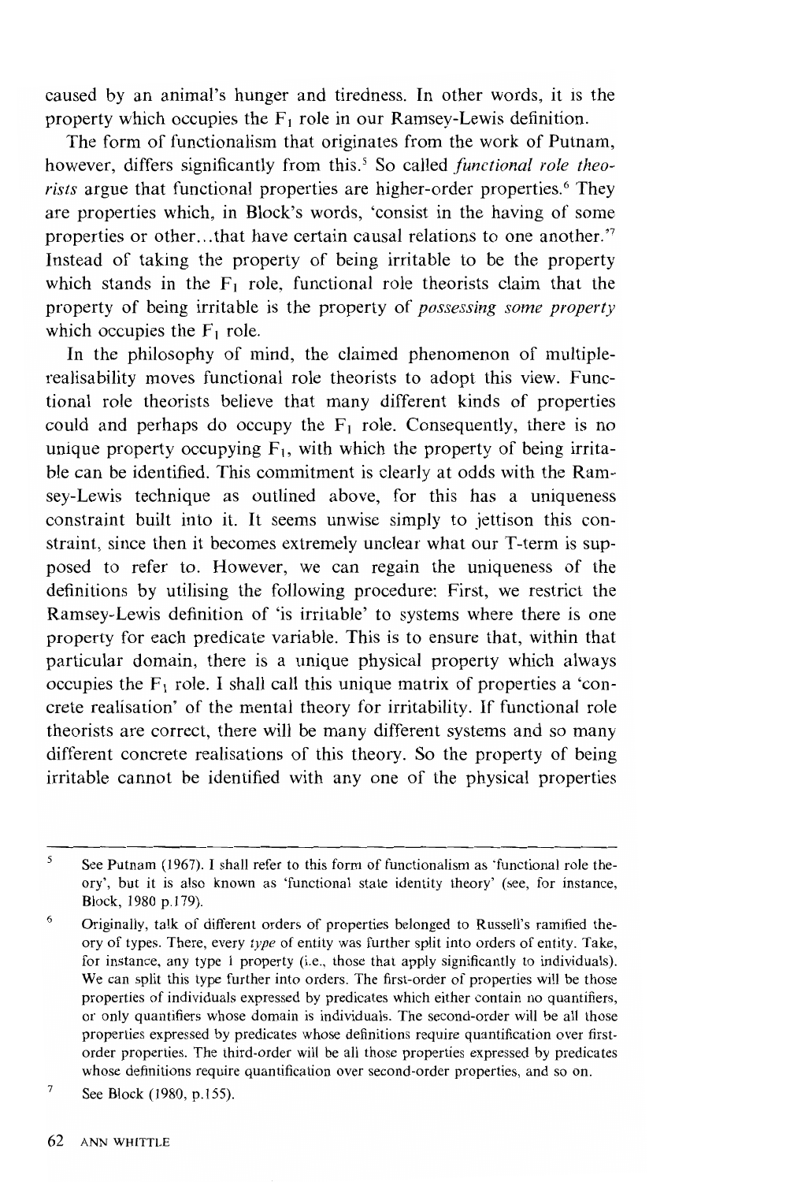caused by an animal's hunger and tiredness. In other words, it is the property which occupies the $F_1$ role in our Ramsey-Lewis definition.

The form of functionalism that originates from the work of Putnam, however, differs significantly from this.[5] So called *functional role theorists* argue that functional properties are higher-order properties.[6] They are properties which, in Block's words, 'consist in the having of some properties or other...that have certain causal relations to one another.'[7] Instead of taking the property of being irritable to be the property which stands in the $F_1$ role, functional role theorists claim that the property of being irritable is the property of *possessing some property* which occupies the $F_1$ role.

In the philosophy of mind, the claimed phenomenon of multiple-realisability moves functional role theorists to adopt this view. Functional role theorists believe that many different kinds of properties could and perhaps do occupy the $F_1$ role. Consequently, there is no unique property occupying $F_1$, with which the property of being irritable can be identified. This commitment is clearly at odds with the Ramsey-Lewis technique as outlined above, for this has a uniqueness constraint built into it. It seems unwise simply to jettison this constraint, since then it becomes extremely unclear what our T-term is supposed to refer to. However, we can regain the uniqueness of the definitions by utilising the following procedure: First, we restrict the Ramsey-Lewis definition of 'is irritable' to systems where there is one property for each predicate variable. This is to ensure that, within that particular domain, there is a unique physical property which always occupies the $F_1$ role. I shall call this unique matrix of properties a 'concrete realisation' of the mental theory for irritability. If functional role theorists are correct, there will be many different systems and so many different concrete realisations of this theory. So the property of being irritable cannot be identified with any one of the physical properties

---

[5] See Putnam (1967). I shall refer to this form of functionalism as 'functional role theory', but it is also known as 'functional state identity theory' (see, for instance, Block, 1980 p.179).

[6] Originally, talk of different orders of properties belonged to Russell's ramified theory of types. There, every *type* of entity was further split into orders of entity. Take, for instance, any type 1 property (i.e., those that apply significantly to individuals). We can split this type further into orders. The first-order of properties will be those properties of individuals expressed by predicates which either contain no quantifiers, or only quantifiers whose domain is individuals. The second-order will be all those properties expressed by predicates whose definitions require quantification over first-order properties. The third-order will be all those properties expressed by predicates whose definitions require quantification over second-order properties, and so on.

[7] See Block (1980, p.155).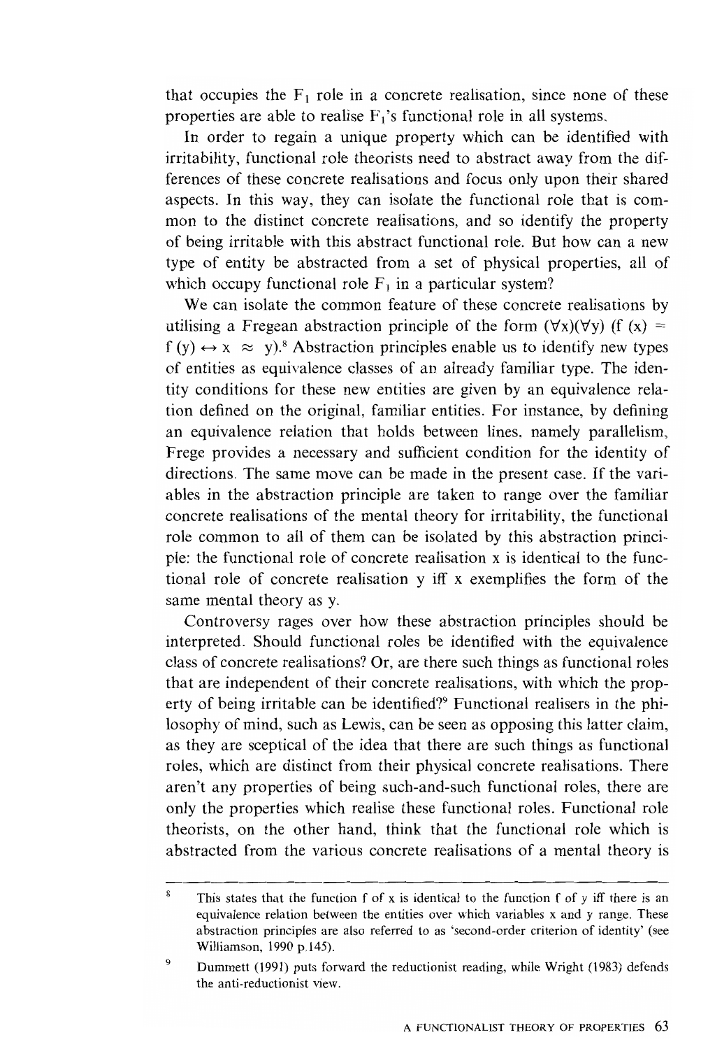that occupies the $F_1$ role in a concrete realisation, since none of these properties are able to realise $F_1$'s functional role in all systems.

In order to regain a unique property which can be identified with irritability, functional role theorists need to abstract away from the differences of these concrete realisations and focus only upon their shared aspects. In this way, they can isolate the functional role that is common to the distinct concrete realisations, and so identify the property of being irritable with this abstract functional role. But how can a new type of entity be abstracted from a set of physical properties, all of which occupy functional role $F_1$ in a particular system?

We can isolate the common feature of these concrete realisations by utilising a Fregean abstraction principle of the form $(\forall x)(\forall y)$ $(f(x) = f(y) \leftrightarrow x \approx y)$.[8] Abstraction principles enable us to identify new types of entities as equivalence classes of an already familiar type. The identity conditions for these new entities are given by an equivalence relation defined on the original, familiar entities. For instance, by defining an equivalence relation that holds between lines, namely parallelism, Frege provides a necessary and sufficient condition for the identity of directions. The same move can be made in the present case. If the variables in the abstraction principle are taken to range over the familiar concrete realisations of the mental theory for irritability, the functional role common to all of them can be isolated by this abstraction principle: the functional role of concrete realisation x is identical to the functional role of concrete realisation y iff x exemplifies the form of the same mental theory as y.

Controversy rages over how these abstraction principles should be interpreted. Should functional roles be identified with the equivalence class of concrete realisations? Or, are there such things as functional roles that are independent of their concrete realisations, with which the property of being irritable can be identified?[9] Functional realisers in the philosophy of mind, such as Lewis, can be seen as opposing this latter claim, as they are sceptical of the idea that there are such things as functional roles, which are distinct from their physical concrete realisations. There aren't any properties of being such-and-such functional roles, there are only the properties which realise these functional roles. Functional role theorists, on the other hand, think that the functional role which is abstracted from the various concrete realisations of a mental theory is

---

[8] This states that the function f of x is identical to the function f of y iff there is an equivalence relation between the entities over which variables x and y range. These abstraction principles are also referred to as 'second-order criterion of identity' (see Williamson, 1990 p.145).

[9] Dummett (1991) puts forward the reductionist reading, while Wright (1983) defends the anti-reductionist view.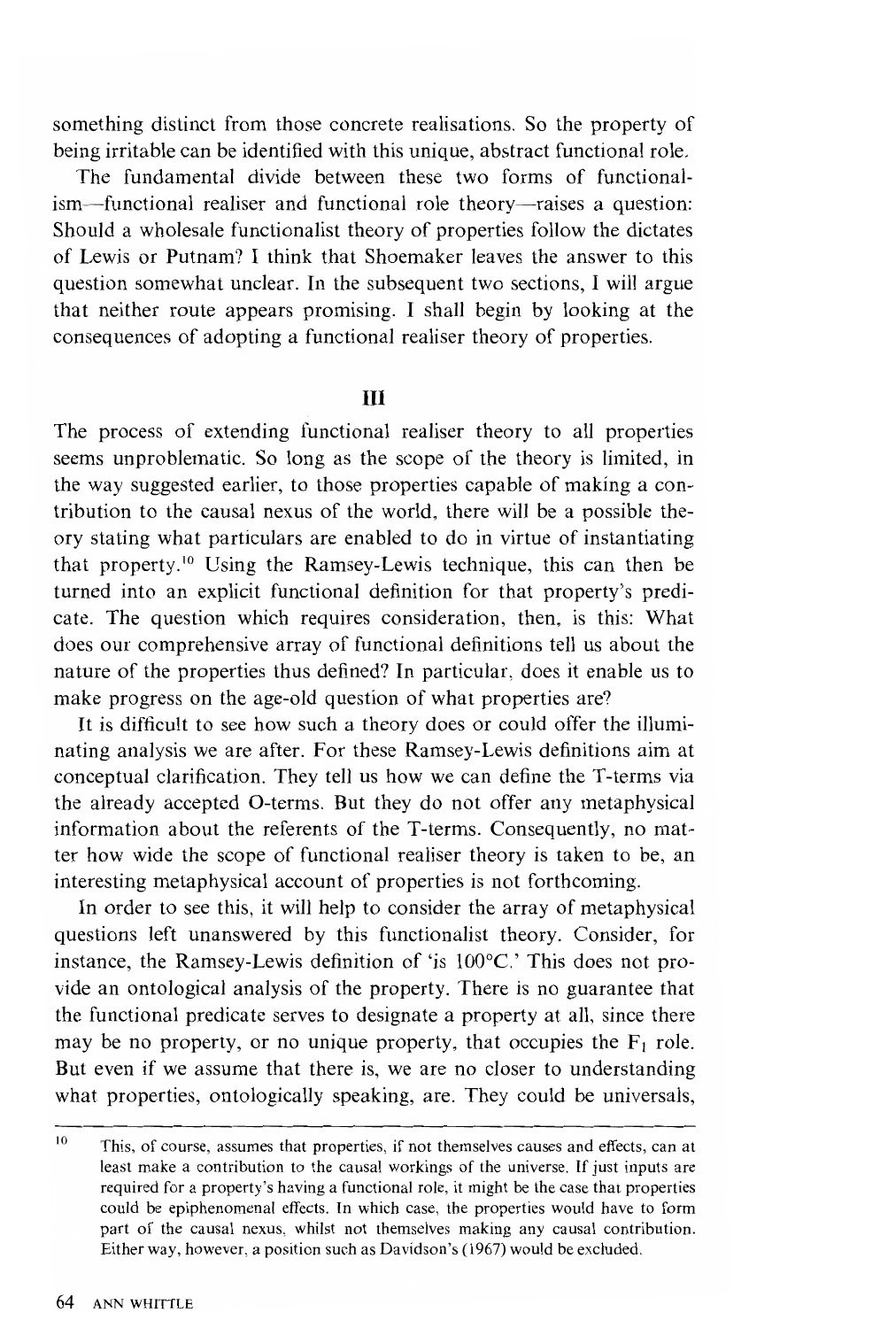something distinct from those concrete realisations. So the property of being irritable can be identified with this unique, abstract functional role.

The fundamental divide between these two forms of functionalism—functional realiser and functional role theory—raises a question: Should a wholesale functionalist theory of properties follow the dictates of Lewis or Putnam? I think that Shoemaker leaves the answer to this question somewhat unclear. In the subsequent two sections, I will argue that neither route appears promising. I shall begin by looking at the consequences of adopting a functional realiser theory of properties.

## III

The process of extending functional realiser theory to all properties seems unproblematic. So long as the scope of the theory is limited, in the way suggested earlier, to those properties capable of making a contribution to the causal nexus of the world, there will be a possible theory stating what particulars are enabled to do in virtue of instantiating that property.[10] Using the Ramsey-Lewis technique, this can then be turned into an explicit functional definition for that property's predicate. The question which requires consideration, then, is this: What does our comprehensive array of functional definitions tell us about the nature of the properties thus defined? In particular, does it enable us to make progress on the age-old question of what properties are?

It is difficult to see how such a theory does or could offer the illuminating analysis we are after. For these Ramsey-Lewis definitions aim at conceptual clarification. They tell us how we can define the T-terms via the already accepted O-terms. But they do not offer any metaphysical information about the referents of the T-terms. Consequently, no matter how wide the scope of functional realiser theory is taken to be, an interesting metaphysical account of properties is not forthcoming.

In order to see this, it will help to consider the array of metaphysical questions left unanswered by this functionalist theory. Consider, for instance, the Ramsey-Lewis definition of 'is 100°C.' This does not provide an ontological analysis of the property. There is no guarantee that the functional predicate serves to designate a property at all, since there may be no property, or no unique property, that occupies the $F_1$ role. But even if we assume that there is, we are no closer to understanding what properties, ontologically speaking, are. They could be universals,

[10] This, of course, assumes that properties, if not themselves causes and effects, can at least make a contribution to the causal workings of the universe. If just inputs are required for a property's having a functional role, it might be the case that properties could be epiphenomenal effects. In which case, the properties would have to form part of the causal nexus, whilst not themselves making any causal contribution. Either way, however, a position such as Davidson's (1967) would be excluded.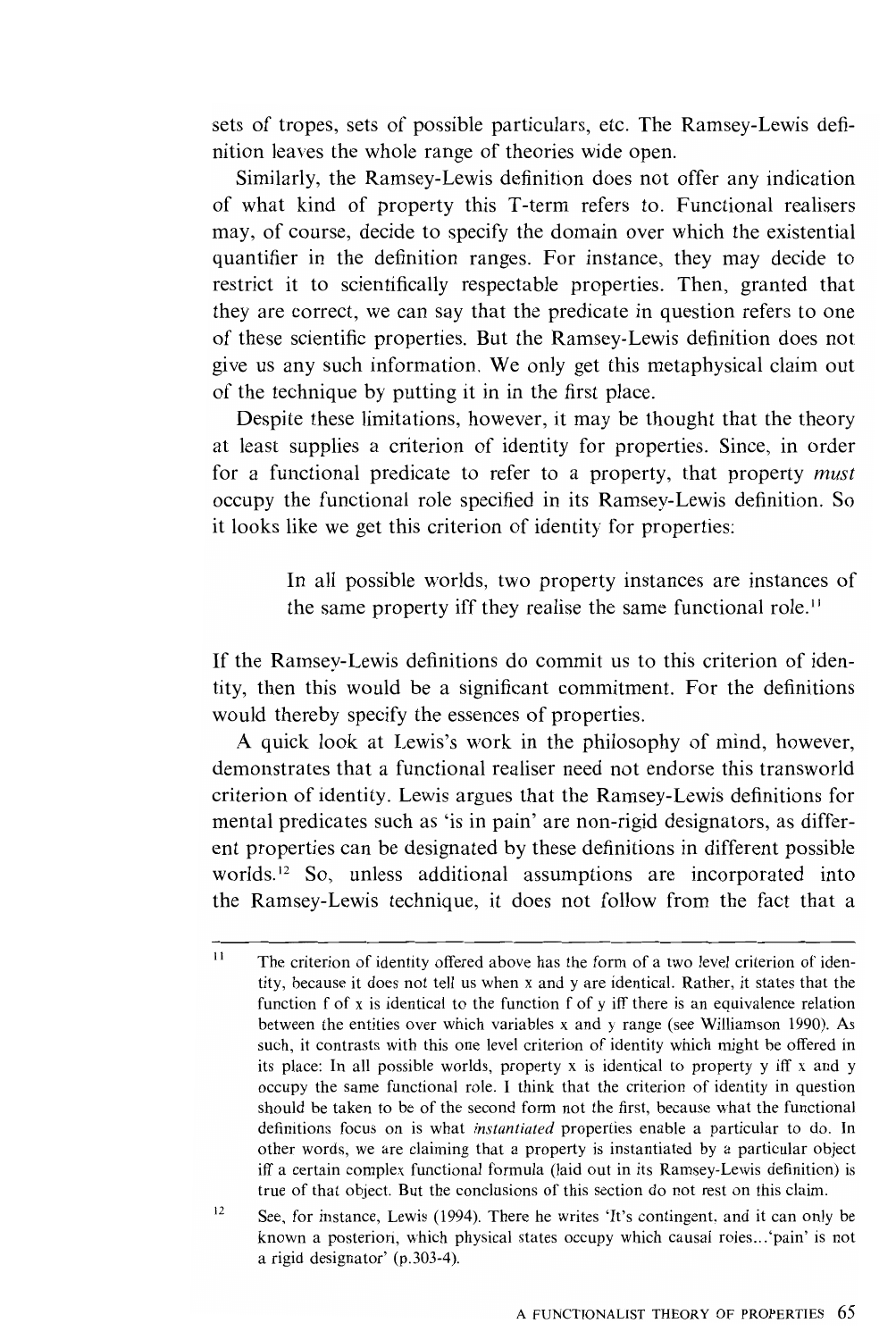sets of tropes, sets of possible particulars, etc. The Ramsey-Lewis definition leaves the whole range of theories wide open.

Similarly, the Ramsey-Lewis definition does not offer any indication of what kind of property this T-term refers to. Functional realisers may, of course, decide to specify the domain over which the existential quantifier in the definition ranges. For instance, they may decide to restrict it to scientifically respectable properties. Then, granted that they are correct, we can say that the predicate in question refers to one of these scientific properties. But the Ramsey-Lewis definition does not give us any such information. We only get this metaphysical claim out of the technique by putting it in in the first place.

Despite these limitations, however, it may be thought that the theory at least supplies a criterion of identity for properties. Since, in order for a functional predicate to refer to a property, that property *must* occupy the functional role specified in its Ramsey-Lewis definition. So it looks like we get this criterion of identity for properties:

> In all possible worlds, two property instances are instances of the same property iff they realise the same functional role.[11]

If the Ramsey-Lewis definitions do commit us to this criterion of identity, then this would be a significant commitment. For the definitions would thereby specify the essences of properties.

A quick look at Lewis's work in the philosophy of mind, however, demonstrates that a functional realiser need not endorse this transworld criterion of identity. Lewis argues that the Ramsey-Lewis definitions for mental predicates such as 'is in pain' are non-rigid designators, as different properties can be designated by these definitions in different possible worlds.[12] So, unless additional assumptions are incorporated into the Ramsey-Lewis technique, it does not follow from the fact that a

---

[11] The criterion of identity offered above has the form of a two level criterion of identity, because it does not tell us when x and y are identical. Rather, it states that the function f of x is identical to the function f of y iff there is an equivalence relation between the entities over which variables x and y range (see Williamson 1990). As such, it contrasts with this one level criterion of identity which might be offered in its place: In all possible worlds, property x is identical to property y iff x and y occupy the same functional role. I think that the criterion of identity in question should be taken to be of the second form not the first, because what the functional definitions focus on is what *instantiated* properties enable a particular to do. In other words, we are claiming that a property is instantiated by a particular object iff a certain complex functional formula (laid out in its Ramsey-Lewis definition) is true of that object. But the conclusions of this section do not rest on this claim.

[12] See, for instance, Lewis (1994). There he writes 'It's contingent, and it can only be known a posteriori, which physical states occupy which causal roles...'pain' is not a rigid designator' (p.303-4).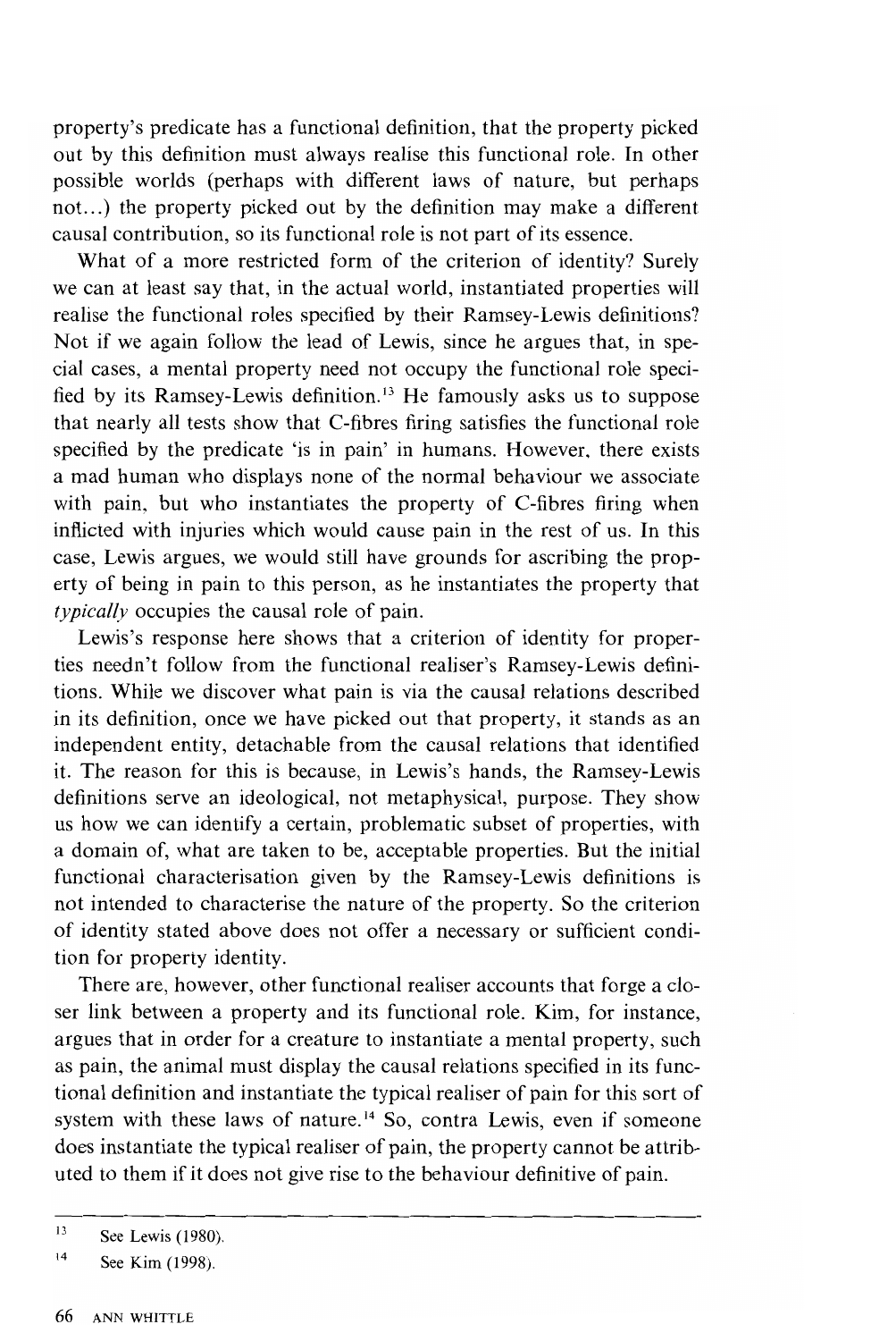property's predicate has a functional definition, that the property picked out by this definition must always realise this functional role. In other possible worlds (perhaps with different laws of nature, but perhaps not...) the property picked out by the definition may make a different causal contribution, so its functional role is not part of its essence.

What of a more restricted form of the criterion of identity? Surely we can at least say that, in the actual world, instantiated properties will realise the functional roles specified by their Ramsey-Lewis definitions? Not if we again follow the lead of Lewis, since he argues that, in special cases, a mental property need not occupy the functional role specified by its Ramsey-Lewis definition.[13] He famously asks us to suppose that nearly all tests show that C-fibres firing satisfies the functional role specified by the predicate 'is in pain' in humans. However, there exists a mad human who displays none of the normal behaviour we associate with pain, but who instantiates the property of C-fibres firing when inflicted with injuries which would cause pain in the rest of us. In this case, Lewis argues, we would still have grounds for ascribing the property of being in pain to this person, as he instantiates the property that *typically* occupies the causal role of pain.

Lewis's response here shows that a criterion of identity for properties needn't follow from the functional realiser's Ramsey-Lewis definitions. While we discover what pain is via the causal relations described in its definition, once we have picked out that property, it stands as an independent entity, detachable from the causal relations that identified it. The reason for this is because, in Lewis's hands, the Ramsey-Lewis definitions serve an ideological, not metaphysical, purpose. They show us how we can identify a certain, problematic subset of properties, with a domain of, what are taken to be, acceptable properties. But the initial functional characterisation given by the Ramsey-Lewis definitions is not intended to characterise the nature of the property. So the criterion of identity stated above does not offer a necessary or sufficient condition for property identity.

There are, however, other functional realiser accounts that forge a closer link between a property and its functional role. Kim, for instance, argues that in order for a creature to instantiate a mental property, such as pain, the animal must display the causal relations specified in its functional definition and instantiate the typical realiser of pain for this sort of system with these laws of nature.[14] So, contra Lewis, even if someone does instantiate the typical realiser of pain, the property cannot be attributed to them if it does not give rise to the behaviour definitive of pain.

---

[13] See Lewis (1980).

[14] See Kim (1998).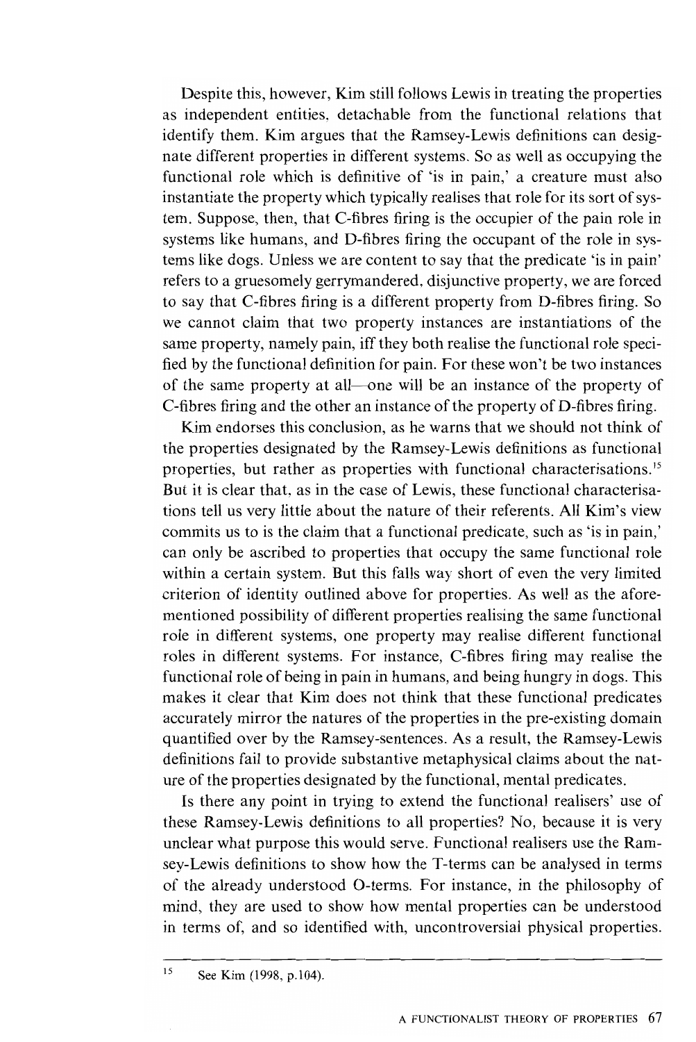Despite this, however, Kim still follows Lewis in treating the properties as independent entities, detachable from the functional relations that identify them. Kim argues that the Ramsey-Lewis definitions can designate different properties in different systems. So as well as occupying the functional role which is definitive of 'is in pain,' a creature must also instantiate the property which typically realises that role for its sort of system. Suppose, then, that C-fibres firing is the occupier of the pain role in systems like humans, and D-fibres firing the occupant of the role in systems like dogs. Unless we are content to say that the predicate 'is in pain' refers to a gruesomely gerrymandered, disjunctive property, we are forced to say that C-fibres firing is a different property from D-fibres firing. So we cannot claim that two property instances are instantiations of the same property, namely pain, iff they both realise the functional role specified by the functional definition for pain. For these won't be two instances of the same property at all—one will be an instance of the property of C-fibres firing and the other an instance of the property of D-fibres firing.

Kim endorses this conclusion, as he warns that we should not think of the properties designated by the Ramsey-Lewis definitions as functional properties, but rather as properties with functional characterisations.[15] But it is clear that, as in the case of Lewis, these functional characterisations tell us very little about the nature of their referents. All Kim's view commits us to is the claim that a functional predicate, such as 'is in pain,' can only be ascribed to properties that occupy the same functional role within a certain system. But this falls way short of even the very limited criterion of identity outlined above for properties. As well as the aforementioned possibility of different properties realising the same functional role in different systems, one property may realise different functional roles in different systems. For instance, C-fibres firing may realise the functional role of being in pain in humans, and being hungry in dogs. This makes it clear that Kim does not think that these functional predicates accurately mirror the natures of the properties in the pre-existing domain quantified over by the Ramsey-sentences. As a result, the Ramsey-Lewis definitions fail to provide substantive metaphysical claims about the nature of the properties designated by the functional, mental predicates.

Is there any point in trying to extend the functional realisers' use of these Ramsey-Lewis definitions to all properties? No, because it is very unclear what purpose this would serve. Functional realisers use the Ramsey-Lewis definitions to show how the T-terms can be analysed in terms of the already understood O-terms. For instance, in the philosophy of mind, they are used to show how mental properties can be understood in terms of, and so identified with, uncontroversial physical properties.

---

[15] See Kim (1998, p.104).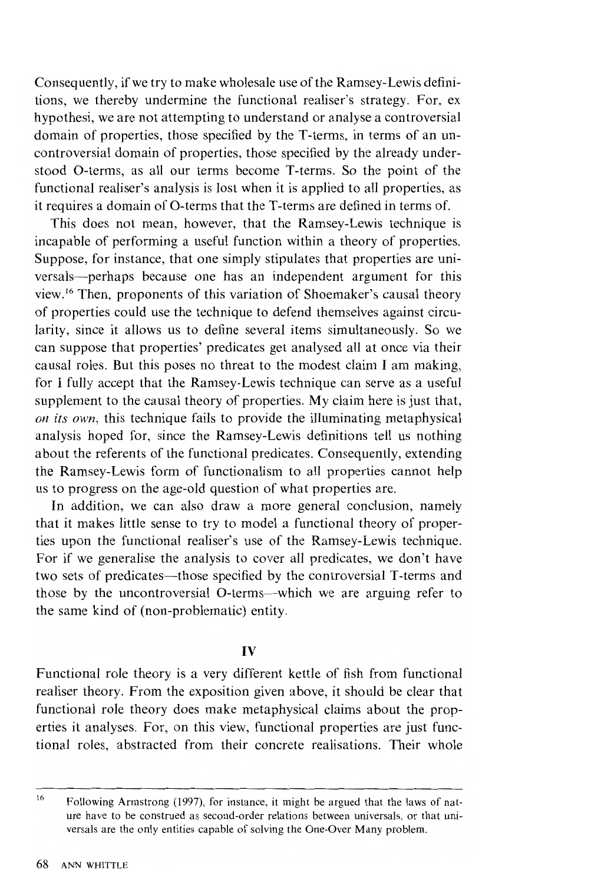Consequently, if we try to make wholesale use of the Ramsey-Lewis definitions, we thereby undermine the functional realiser's strategy. For, ex hypothesi, we are not attempting to understand or analyse a controversial domain of properties, those specified by the T-terms, in terms of an uncontroversial domain of properties, those specified by the already understood O-terms, as all our terms become T-terms. So the point of the functional realiser's analysis is lost when it is applied to all properties, as it requires a domain of O-terms that the T-terms are defined in terms of.

This does not mean, however, that the Ramsey-Lewis technique is incapable of performing a useful function within a theory of properties. Suppose, for instance, that one simply stipulates that properties are universals—perhaps because one has an independent argument for this view.[16] Then, proponents of this variation of Shoemaker's causal theory of properties could use the technique to defend themselves against circularity, since it allows us to define several items simultaneously. So we can suppose that properties' predicates get analysed all at once via their causal roles. But this poses no threat to the modest claim I am making, for I fully accept that the Ramsey-Lewis technique can serve as a useful supplement to the causal theory of properties. My claim here is just that, *on its own*, this technique fails to provide the illuminating metaphysical analysis hoped for, since the Ramsey-Lewis definitions tell us nothing about the referents of the functional predicates. Consequently, extending the Ramsey-Lewis form of functionalism to all properties cannot help us to progress on the age-old question of what properties are.

In addition, we can also draw a more general conclusion, namely that it makes little sense to try to model a functional theory of properties upon the functional realiser's use of the Ramsey-Lewis technique. For if we generalise the analysis to cover all predicates, we don't have two sets of predicates—those specified by the controversial T-terms and those by the uncontroversial O-terms—which we are arguing refer to the same kind of (non-problematic) entity.

## IV

Functional role theory is a very different kettle of fish from functional realiser theory. From the exposition given above, it should be clear that functional role theory does make metaphysical claims about the properties it analyses. For, on this view, functional properties are just functional roles, abstracted from their concrete realisations. Their whole

[16] Following Armstrong (1997), for instance, it might be argued that the laws of nature have to be construed as second-order relations between universals, or that universals are the only entities capable of solving the One-Over Many problem.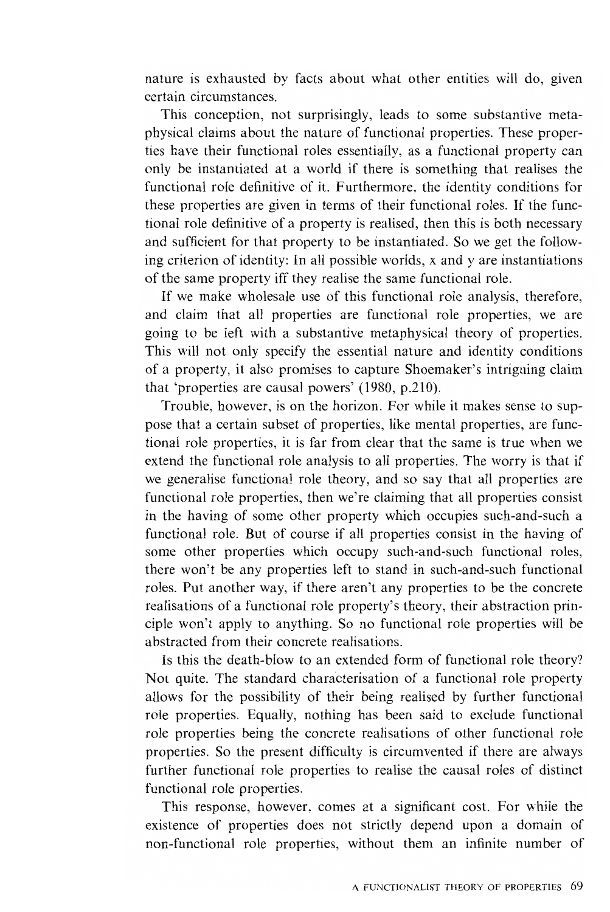nature is exhausted by facts about what other entities will do, given certain circumstances.

This conception, not surprisingly, leads to some substantive metaphysical claims about the nature of functional properties. These properties have their functional roles essentially, as a functional property can only be instantiated at a world if there is something that realises the functional role definitive of it. Furthermore, the identity conditions for these properties are given in terms of their functional roles. If the functional role definitive of a property is realised, then this is both necessary and sufficient for that property to be instantiated. So we get the following criterion of identity: In all possible worlds, x and y are instantiations of the same property iff they realise the same functional role.

If we make wholesale use of this functional role analysis, therefore, and claim that all properties are functional role properties, we are going to be left with a substantive metaphysical theory of properties. This will not only specify the essential nature and identity conditions of a property, it also promises to capture Shoemaker's intriguing claim that 'properties are causal powers' (1980, p.210).

Trouble, however, is on the horizon. For while it makes sense to suppose that a certain subset of properties, like mental properties, are functional role properties, it is far from clear that the same is true when we extend the functional role analysis to all properties. The worry is that if we generalise functional role theory, and so say that all properties are functional role properties, then we're claiming that all properties consist in the having of some other property which occupies such-and-such a functional role. But of course if all properties consist in the having of some other properties which occupy such-and-such functional roles, there won't be any properties left to stand in such-and-such functional roles. Put another way, if there aren't any properties to be the concrete realisations of a functional role property's theory, their abstraction principle won't apply to anything. So no functional role properties will be abstracted from their concrete realisations.

Is this the death-blow to an extended form of functional role theory? Not quite. The standard characterisation of a functional role property allows for the possibility of their being realised by further functional role properties. Equally, nothing has been said to exclude functional role properties being the concrete realisations of other functional role properties. So the present difficulty is circumvented if there are always further functional role properties to realise the causal roles of distinct functional role properties.

This response, however, comes at a significant cost. For while the existence of properties does not strictly depend upon a domain of non-functional role properties, without them an infinite number of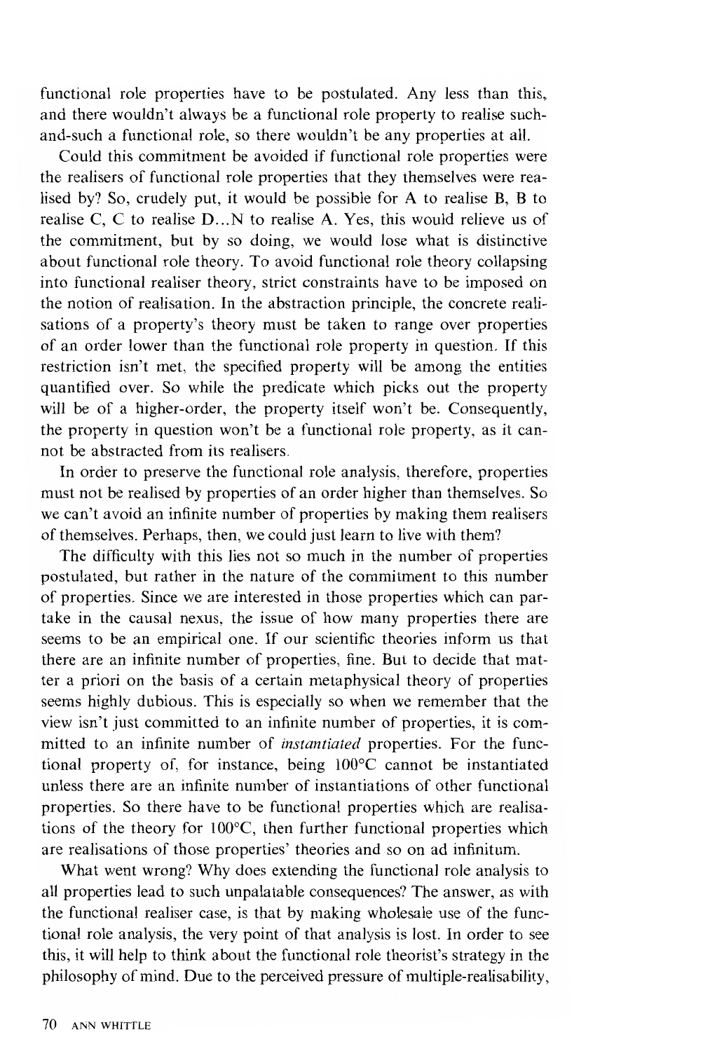functional role properties have to be postulated. Any less than this, and there wouldn't always be a functional role property to realise such-and-such a functional role, so there wouldn't be any properties at all.

Could this commitment be avoided if functional role properties were the realisers of functional role properties that they themselves were realised by? So, crudely put, it would be possible for A to realise B, B to realise C, C to realise D...N to realise A. Yes, this would relieve us of the commitment, but by so doing, we would lose what is distinctive about functional role theory. To avoid functional role theory collapsing into functional realiser theory, strict constraints have to be imposed on the notion of realisation. In the abstraction principle, the concrete realisations of a property's theory must be taken to range over properties of an order lower than the functional role property in question. If this restriction isn't met, the specified property will be among the entities quantified over. So while the predicate which picks out the property will be of a higher-order, the property itself won't be. Consequently, the property in question won't be a functional role property, as it cannot be abstracted from its realisers.

In order to preserve the functional role analysis, therefore, properties must not be realised by properties of an order higher than themselves. So we can't avoid an infinite number of properties by making them realisers of themselves. Perhaps, then, we could just learn to live with them?

The difficulty with this lies not so much in the number of properties postulated, but rather in the nature of the commitment to this number of properties. Since we are interested in those properties which can partake in the causal nexus, the issue of how many properties there are seems to be an empirical one. If our scientific theories inform us that there are an infinite number of properties, fine. But to decide that matter a priori on the basis of a certain metaphysical theory of properties seems highly dubious. This is especially so when we remember that the view isn't just committed to an infinite number of properties, it is committed to an infinite number of *instantiated* properties. For the functional property of, for instance, being 100°C cannot be instantiated unless there are an infinite number of instantiations of other functional properties. So there have to be functional properties which are realisations of the theory for 100°C, then further functional properties which are realisations of those properties' theories and so on ad infinitum.

What went wrong? Why does extending the functional role analysis to all properties lead to such unpalatable consequences? The answer, as with the functional realiser case, is that by making wholesale use of the functional role analysis, the very point of that analysis is lost. In order to see this, it will help to think about the functional role theorist's strategy in the philosophy of mind. Due to the perceived pressure of multiple-realisability,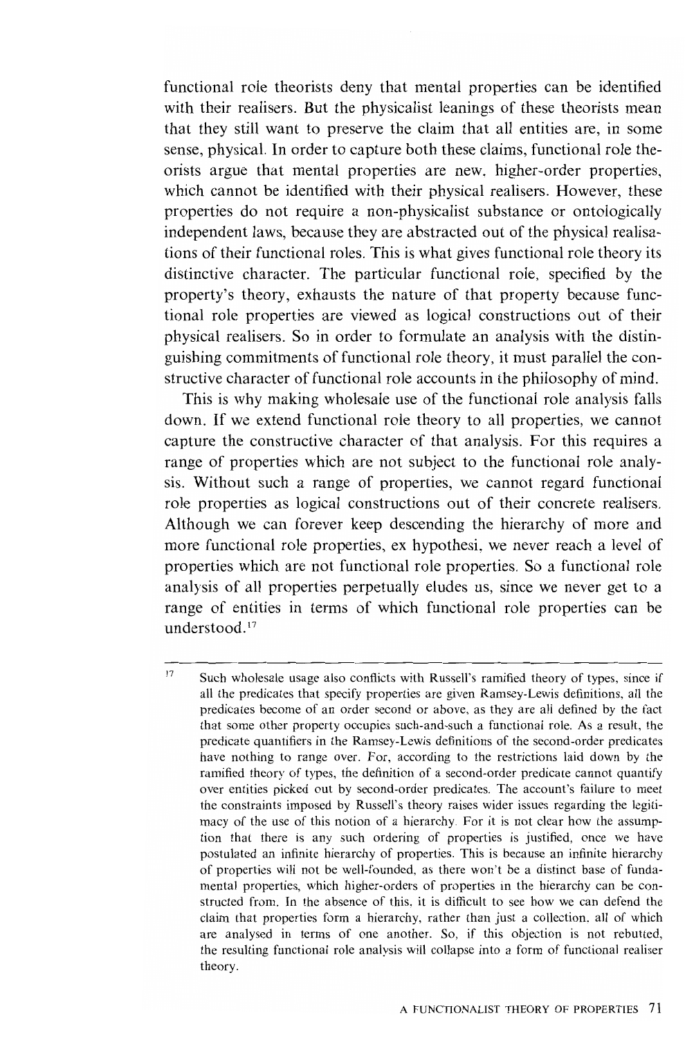functional role theorists deny that mental properties can be identified with their realisers. But the physicalist leanings of these theorists mean that they still want to preserve the claim that all entities are, in some sense, physical. In order to capture both these claims, functional role theorists argue that mental properties are new, higher-order properties, which cannot be identified with their physical realisers. However, these properties do not require a non-physicalist substance or ontologically independent laws, because they are abstracted out of the physical realisations of their functional roles. This is what gives functional role theory its distinctive character. The particular functional role, specified by the property's theory, exhausts the nature of that property because functional role properties are viewed as logical constructions out of their physical realisers. So in order to formulate an analysis with the distinguishing commitments of functional role theory, it must parallel the constructive character of functional role accounts in the philosophy of mind.

This is why making wholesale use of the functional role analysis falls down. If we extend functional role theory to all properties, we cannot capture the constructive character of that analysis. For this requires a range of properties which are not subject to the functional role analysis. Without such a range of properties, we cannot regard functional role properties as logical constructions out of their concrete realisers. Although we can forever keep descending the hierarchy of more and more functional role properties, ex hypothesi, we never reach a level of properties which are not functional role properties. So a functional role analysis of all properties perpetually eludes us, since we never get to a range of entities in terms of which functional role properties can be understood.[17]

[17] Such wholesale usage also conflicts with Russell's ramified theory of types, since if all the predicates that specify properties are given Ramsey-Lewis definitions, all the predicates become of an order second or above, as they are all defined by the fact that some other property occupies such-and-such a functional role. As a result, the predicate quantifiers in the Ramsey-Lewis definitions of the second-order predicates have nothing to range over. For, according to the restrictions laid down by the ramified theory of types, the definition of a second-order predicate cannot quantify over entities picked out by second-order predicates. The account's failure to meet the constraints imposed by Russell's theory raises wider issues regarding the legitimacy of the use of this notion of a hierarchy. For it is not clear how the assumption that there is any such ordering of properties is justified, once we have postulated an infinite hierarchy of properties. This is because an infinite hierarchy of properties will not be well-founded, as there won't be a distinct base of fundamental properties, which higher-orders of properties in the hierarchy can be constructed from. In the absence of this, it is difficult to see how we can defend the claim that properties form a hierarchy, rather than just a collection, all of which are analysed in terms of one another. So, if this objection is not rebutted, the resulting functional role analysis will collapse into a form of functional realiser theory.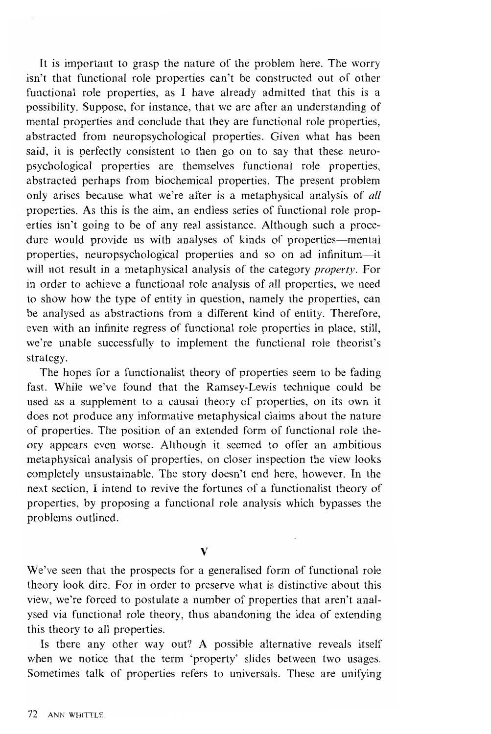It is important to grasp the nature of the problem here. The worry isn't that functional role properties can't be constructed out of other functional role properties, as I have already admitted that this is a possibility. Suppose, for instance, that we are after an understanding of mental properties and conclude that they are functional role properties, abstracted from neuropsychological properties. Given what has been said, it is perfectly consistent to then go on to say that these neuropsychological properties are themselves functional role properties, abstracted perhaps from biochemical properties. The present problem only arises because what we're after is a metaphysical analysis of *all* properties. As this is the aim, an endless series of functional role properties isn't going to be of any real assistance. Although such a procedure would provide us with analyses of kinds of properties—mental properties, neuropsychological properties and so on ad infinitum—it will not result in a metaphysical analysis of the category *property*. For in order to achieve a functional role analysis of all properties, we need to show how the type of entity in question, namely the properties, can be analysed as abstractions from a different kind of entity. Therefore, even with an infinite regress of functional role properties in place, still, we're unable successfully to implement the functional role theorist's strategy.

The hopes for a functionalist theory of properties seem to be fading fast. While we've found that the Ramsey-Lewis technique could be used as a supplement to a causal theory of properties, on its own it does not produce any informative metaphysical claims about the nature of properties. The position of an extended form of functional role theory appears even worse. Although it seemed to offer an ambitious metaphysical analysis of properties, on closer inspection the view looks completely unsustainable. The story doesn't end here, however. In the next section, I intend to revive the fortunes of a functionalist theory of properties, by proposing a functional role analysis which bypasses the problems outlined.

## V

We've seen that the prospects for a generalised form of functional role theory look dire. For in order to preserve what is distinctive about this view, we're forced to postulate a number of properties that aren't analysed via functional role theory, thus abandoning the idea of extending this theory to all properties.

Is there any other way out? A possible alternative reveals itself when we notice that the term 'property' slides between two usages. Sometimes talk of properties refers to universals. These are unifying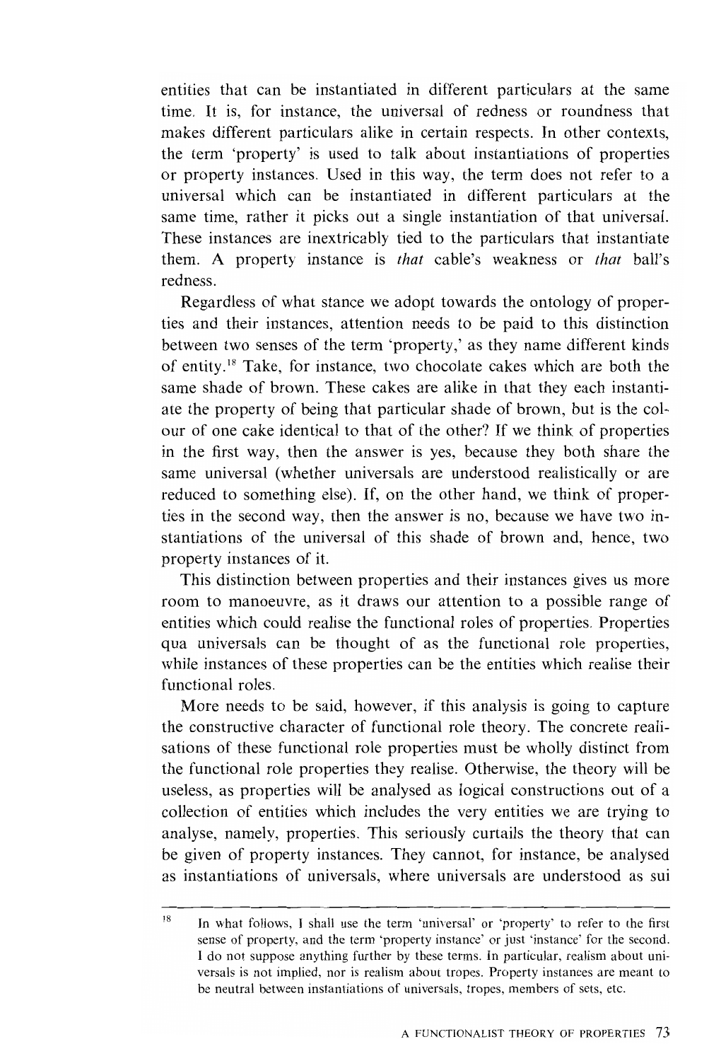entities that can be instantiated in different particulars at the same time. It is, for instance, the universal of redness or roundness that makes different particulars alike in certain respects. In other contexts, the term 'property' is used to talk about instantiations of properties or property instances. Used in this way, the term does not refer to a universal which can be instantiated in different particulars at the same time, rather it picks out a single instantiation of that universal. These instances are inextricably tied to the particulars that instantiate them. A property instance is *that* cable's weakness or *that* ball's redness.

Regardless of what stance we adopt towards the ontology of properties and their instances, attention needs to be paid to this distinction between two senses of the term 'property,' as they name different kinds of entity.[18] Take, for instance, two chocolate cakes which are both the same shade of brown. These cakes are alike in that they each instantiate the property of being that particular shade of brown, but is the colour of one cake identical to that of the other? If we think of properties in the first way, then the answer is yes, because they both share the same universal (whether universals are understood realistically or are reduced to something else). If, on the other hand, we think of properties in the second way, then the answer is no, because we have two instantiations of the universal of this shade of brown and, hence, two property instances of it.

This distinction between properties and their instances gives us more room to manoeuvre, as it draws our attention to a possible range of entities which could realise the functional roles of properties. Properties qua universals can be thought of as the functional role properties, while instances of these properties can be the entities which realise their functional roles.

More needs to be said, however, if this analysis is going to capture the constructive character of functional role theory. The concrete realisations of these functional role properties must be wholly distinct from the functional role properties they realise. Otherwise, the theory will be useless, as properties will be analysed as logical constructions out of a collection of entities which includes the very entities we are trying to analyse, namely, properties. This seriously curtails the theory that can be given of property instances. They cannot, for instance, be analysed as instantiations of universals, where universals are understood as sui

---

[18] In what follows, I shall use the term 'universal' or 'property' to refer to the first sense of property, and the term 'property instance' or just 'instance' for the second. I do not suppose anything further by these terms. In particular, realism about universals is not implied, nor is realism about tropes. Property instances are meant to be neutral between instantiations of universals, tropes, members of sets, etc.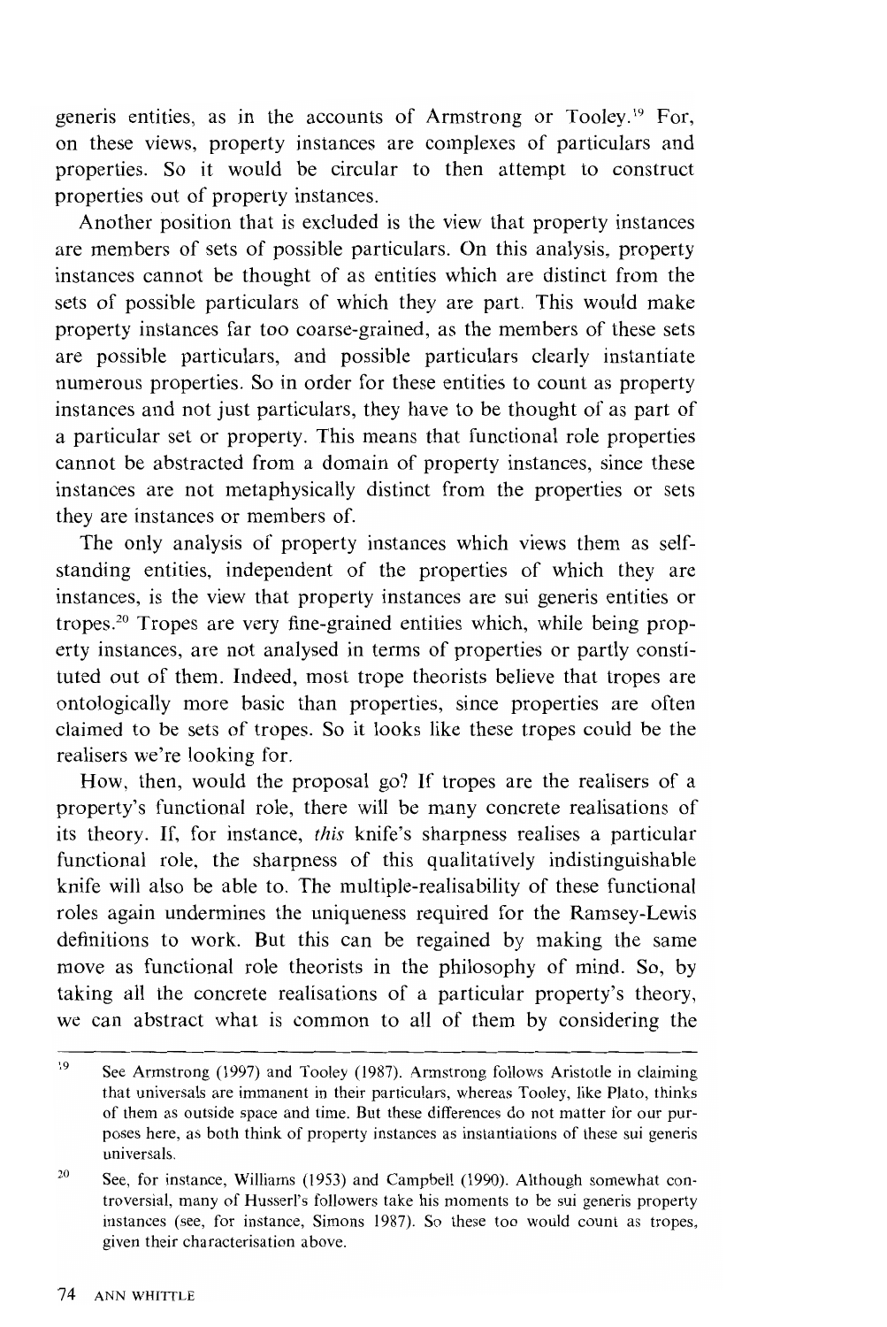generis entities, as in the accounts of Armstrong or Tooley.[19] For, on these views, property instances are complexes of particulars and properties. So it would be circular to then attempt to construct properties out of property instances.

Another position that is excluded is the view that property instances are members of sets of possible particulars. On this analysis, property instances cannot be thought of as entities which are distinct from the sets of possible particulars of which they are part. This would make property instances far too coarse-grained, as the members of these sets are possible particulars, and possible particulars clearly instantiate numerous properties. So in order for these entities to count as property instances and not just particulars, they have to be thought of as part of a particular set or property. This means that functional role properties cannot be abstracted from a domain of property instances, since these instances are not metaphysically distinct from the properties or sets they are instances or members of.

The only analysis of property instances which views them as self-standing entities, independent of the properties of which they are instances, is the view that property instances are sui generis entities or tropes.[20] Tropes are very fine-grained entities which, while being property instances, are not analysed in terms of properties or partly constituted out of them. Indeed, most trope theorists believe that tropes are ontologically more basic than properties, since properties are often claimed to be sets of tropes. So it looks like these tropes could be the realisers we're looking for.

How, then, would the proposal go? If tropes are the realisers of a property's functional role, there will be many concrete realisations of its theory. If, for instance, *this* knife's sharpness realises a particular functional role, the sharpness of this qualitatively indistinguishable knife will also be able to. The multiple-realisability of these functional roles again undermines the uniqueness required for the Ramsey-Lewis definitions to work. But this can be regained by making the same move as functional role theorists in the philosophy of mind. So, by taking all the concrete realisations of a particular property's theory, we can abstract what is common to all of them by considering the

---

[19] See Armstrong (1997) and Tooley (1987). Armstrong follows Aristotle in claiming that universals are immanent in their particulars, whereas Tooley, like Plato, thinks of them as outside space and time. But these differences do not matter for our purposes here, as both think of property instances as instantiations of these sui generis universals.

[20] See, for instance, Williams (1953) and Campbell (1990). Although somewhat controversial, many of Husserl's followers take his moments to be sui generis property instances (see, for instance, Simons 1987). So these too would count as tropes, given their characterisation above.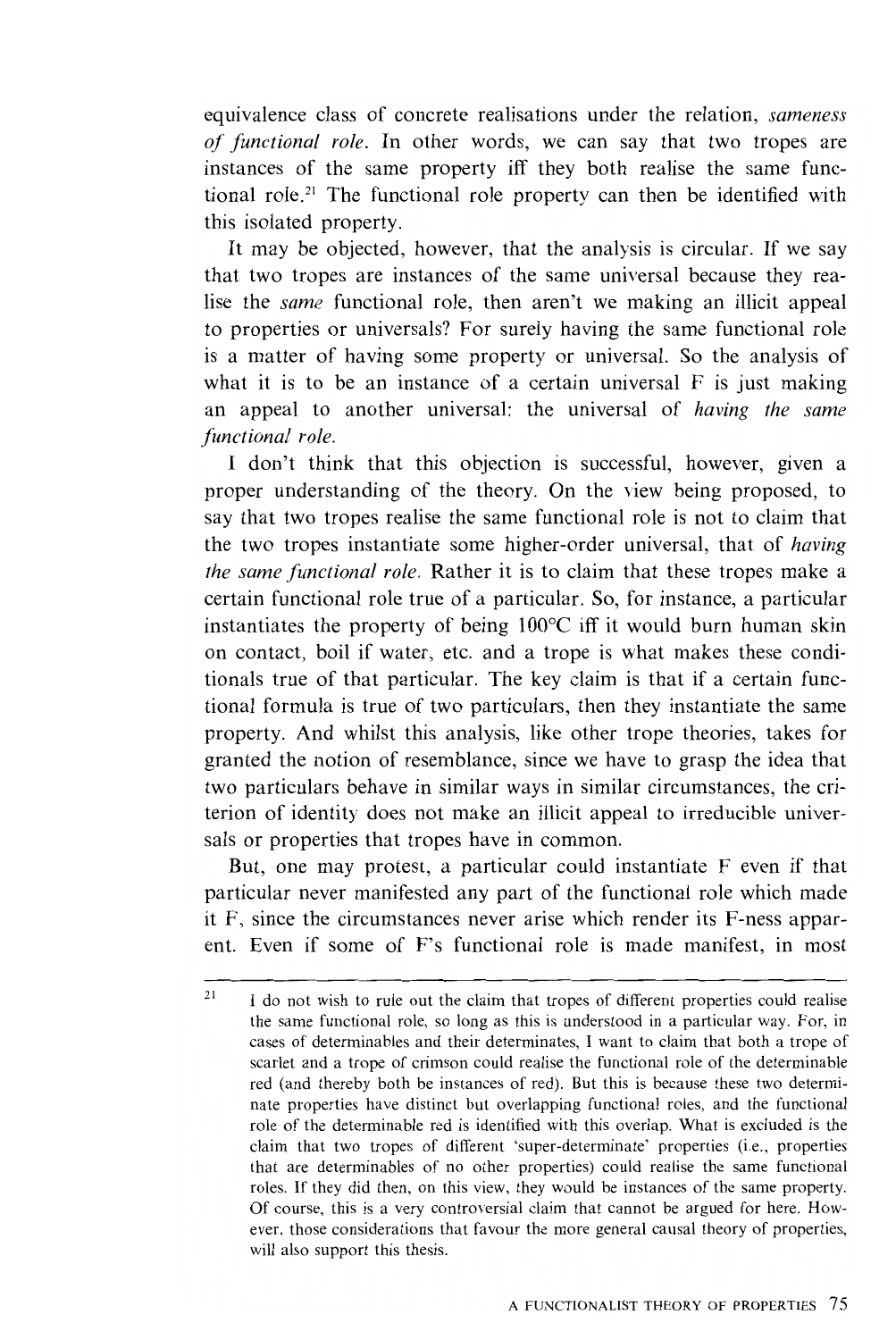equivalence class of concrete realisations under the relation, *sameness of functional role*. In other words, we can say that two tropes are instances of the same property iff they both realise the same functional role.[21] The functional role property can then be identified with this isolated property.

It may be objected, however, that the analysis is circular. If we say that two tropes are instances of the same universal because they realise the *same* functional role, then aren't we making an illicit appeal to properties or universals? For surely having the same functional role is a matter of having some property or universal. So the analysis of what it is to be an instance of a certain universal F is just making an appeal to another universal: the universal of *having the same functional role*.

I don't think that this objection is successful, however, given a proper understanding of the theory. On the view being proposed, to say that two tropes realise the same functional role is not to claim that the two tropes instantiate some higher-order universal, that of *having the same functional role*. Rather it is to claim that these tropes make a certain functional role true of a particular. So, for instance, a particular instantiates the property of being 100°C iff it would burn human skin on contact, boil if water, etc. and a trope is what makes these conditionals true of that particular. The key claim is that if a certain functional formula is true of two particulars, then they instantiate the same property. And whilst this analysis, like other trope theories, takes for granted the notion of resemblance, since we have to grasp the idea that two particulars behave in similar ways in similar circumstances, the criterion of identity does not make an illicit appeal to irreducible universals or properties that tropes have in common.

But, one may protest, a particular could instantiate F even if that particular never manifested any part of the functional role which made it F, since the circumstances never arise which render its F-ness apparent. Even if some of F's functional role is made manifest, in most

---

[21] I do not wish to rule out the claim that tropes of different properties could realise the same functional role, so long as this is understood in a particular way. For, in cases of determinables and their determinates, I want to claim that both a trope of scarlet and a trope of crimson could realise the functional role of the determinable red (and thereby both be instances of red). But this is because these two determinate properties have distinct but overlapping functional roles, and the functional role of the determinable red is identified with this overlap. What is excluded is the claim that two tropes of different 'super-determinate' properties (i.e., properties that are determinables of no other properties) could realise the same functional roles. If they did then, on this view, they would be instances of the same property. Of course, this is a very controversial claim that cannot be argued for here. However, those considerations that favour the more general causal theory of properties, will also support this thesis.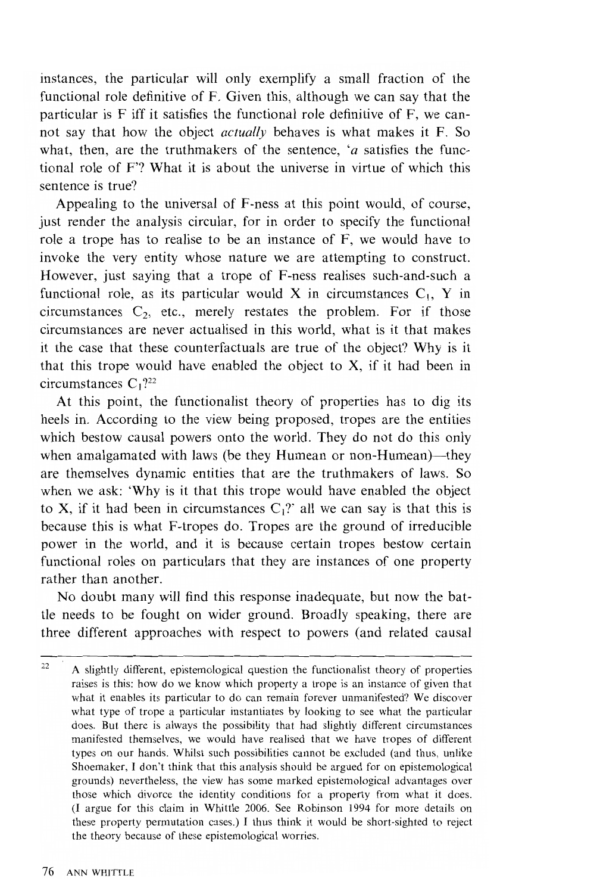instances, the particular will only exemplify a small fraction of the functional role definitive of F. Given this, although we can say that the particular is F iff it satisfies the functional role definitive of F, we cannot say that how the object *actually* behaves is what makes it F. So what, then, are the truthmakers of the sentence, '*a* satisfies the functional role of F'? What it is about the universe in virtue of which this sentence is true?

Appealing to the universal of F-ness at this point would, of course, just render the analysis circular, for in order to specify the functional role a trope has to realise to be an instance of F, we would have to invoke the very entity whose nature we are attempting to construct. However, just saying that a trope of F-ness realises such-and-such a functional role, as its particular would X in circumstances $C_1$, Y in circumstances $C_2$, etc., merely restates the problem. For if those circumstances are never actualised in this world, what is it that makes it the case that these counterfactuals are true of the object? Why is it that this trope would have enabled the object to X, if it had been in circumstances $C_1$?[22]

At this point, the functionalist theory of properties has to dig its heels in. According to the view being proposed, tropes are the entities which bestow causal powers onto the world. They do not do this only when amalgamated with laws (be they Humean or non-Humean)—they are themselves dynamic entities that are the truthmakers of laws. So when we ask: 'Why is it that this trope would have enabled the object to X, if it had been in circumstances $C_1$?' all we can say is that this is because this is what F-tropes do. Tropes are the ground of irreducible power in the world, and it is because certain tropes bestow certain functional roles on particulars that they are instances of one property rather than another.

No doubt many will find this response inadequate, but now the battle needs to be fought on wider ground. Broadly speaking, there are three different approaches with respect to powers (and related causal

---

[22] A slightly different, epistemological question the functionalist theory of properties raises is this: how do we know which property a trope is an instance of given that what it enables its particular to do can remain forever unmanifested? We discover what type of trope a particular instantiates by looking to see what the particular does. But there is always the possibility that had slightly different circumstances manifested themselves, we would have realised that we have tropes of different types on our hands. Whilst such possibilities cannot be excluded (and thus, unlike Shoemaker, I don't think that this analysis should be argued for on epistemological grounds) nevertheless, the view has some marked epistemological advantages over those which divorce the identity conditions for a property from what it does. (I argue for this claim in Whittle 2006. See Robinson 1994 for more details on these property permutation cases.) I thus think it would be short-sighted to reject the theory because of these epistemological worries.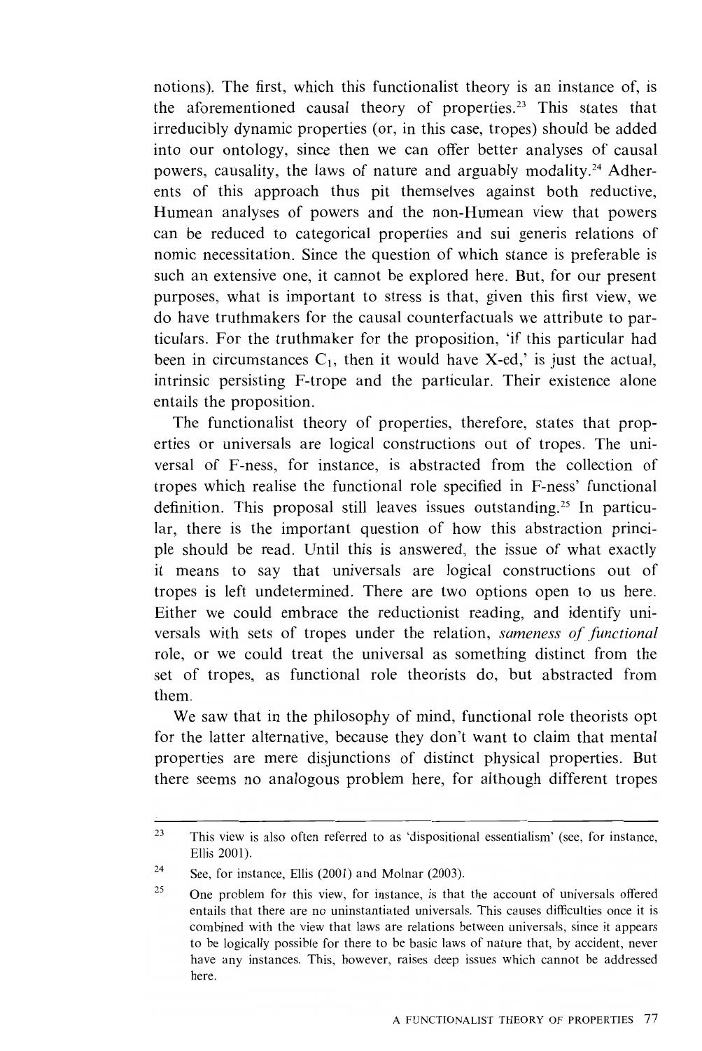notions). The first, which this functionalist theory is an instance of, is the aforementioned causal theory of properties.[23] This states that irreducibly dynamic properties (or, in this case, tropes) should be added into our ontology, since then we can offer better analyses of causal powers, causality, the laws of nature and arguably modality.[24] Adherents of this approach thus pit themselves against both reductive, Humean analyses of powers and the non-Humean view that powers can be reduced to categorical properties and sui generis relations of nomic necessitation. Since the question of which stance is preferable is such an extensive one, it cannot be explored here. But, for our present purposes, what is important to stress is that, given this first view, we do have truthmakers for the causal counterfactuals we attribute to particulars. For the truthmaker for the proposition, 'if this particular had been in circumstances $C_1$, then it would have X-ed,' is just the actual, intrinsic persisting F-trope and the particular. Their existence alone entails the proposition.

The functionalist theory of properties, therefore, states that properties or universals are logical constructions out of tropes. The universal of F-ness, for instance, is abstracted from the collection of tropes which realise the functional role specified in F-ness' functional definition. This proposal still leaves issues outstanding.[25] In particular, there is the important question of how this abstraction principle should be read. Until this is answered, the issue of what exactly it means to say that universals are logical constructions out of tropes is left undetermined. There are two options open to us here. Either we could embrace the reductionist reading, and identify universals with sets of tropes under the relation, *sameness of functional* role, or we could treat the universal as something distinct from the set of tropes, as functional role theorists do, but abstracted from them.

We saw that in the philosophy of mind, functional role theorists opt for the latter alternative, because they don't want to claim that mental properties are mere disjunctions of distinct physical properties. But there seems no analogous problem here, for although different tropes

---

[23] This view is also often referred to as 'dispositional essentialism' (see, for instance, Ellis 2001).

[24] See, for instance, Ellis (2001) and Molnar (2003).

[25] One problem for this view, for instance, is that the account of universals offered entails that there are no uninstantiated universals. This causes difficulties once it is combined with the view that laws are relations between universals, since it appears to be logically possible for there to be basic laws of nature that, by accident, never have any instances. This, however, raises deep issues which cannot be addressed here.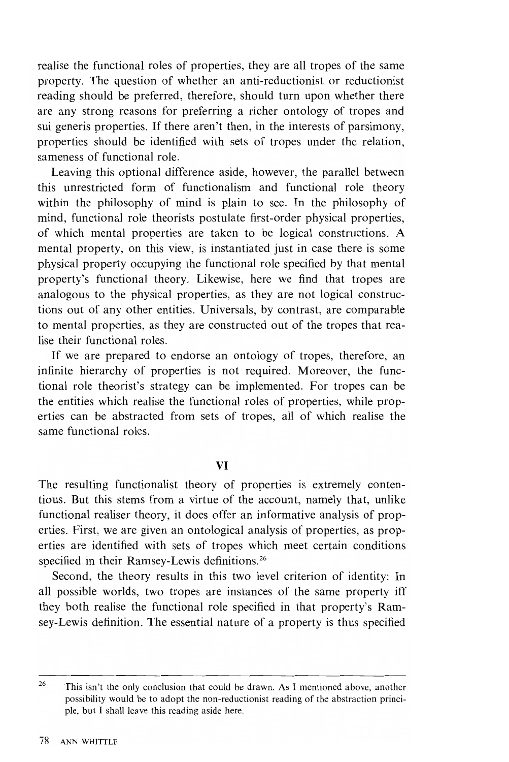realise the functional roles of properties, they are all tropes of the same property. The question of whether an anti-reductionist or reductionist reading should be preferred, therefore, should turn upon whether there are any strong reasons for preferring a richer ontology of tropes and sui generis properties. If there aren't then, in the interests of parsimony, properties should be identified with sets of tropes under the relation, sameness of functional role.

Leaving this optional difference aside, however, the parallel between this unrestricted form of functionalism and functional role theory within the philosophy of mind is plain to see. In the philosophy of mind, functional role theorists postulate first-order physical properties, of which mental properties are taken to be logical constructions. A mental property, on this view, is instantiated just in case there is some physical property occupying the functional role specified by that mental property's functional theory. Likewise, here we find that tropes are analogous to the physical properties, as they are not logical constructions out of any other entities. Universals, by contrast, are comparable to mental properties, as they are constructed out of the tropes that realise their functional roles.

If we are prepared to endorse an ontology of tropes, therefore, an infinite hierarchy of properties is not required. Moreover, the functional role theorist's strategy can be implemented. For tropes can be the entities which realise the functional roles of properties, while properties can be abstracted from sets of tropes, all of which realise the same functional roles.

## VI

The resulting functionalist theory of properties is extremely contentious. But this stems from a virtue of the account, namely that, unlike functional realiser theory, it does offer an informative analysis of properties. First, we are given an ontological analysis of properties, as properties are identified with sets of tropes which meet certain conditions specified in their Ramsey-Lewis definitions.[26]

Second, the theory results in this two level criterion of identity: In all possible worlds, two tropes are instances of the same property iff they both realise the functional role specified in that property's Ramsey-Lewis definition. The essential nature of a property is thus specified

[26] This isn't the only conclusion that could be drawn. As I mentioned above, another possibility would be to adopt the non-reductionist reading of the abstraction principle, but I shall leave this reading aside here.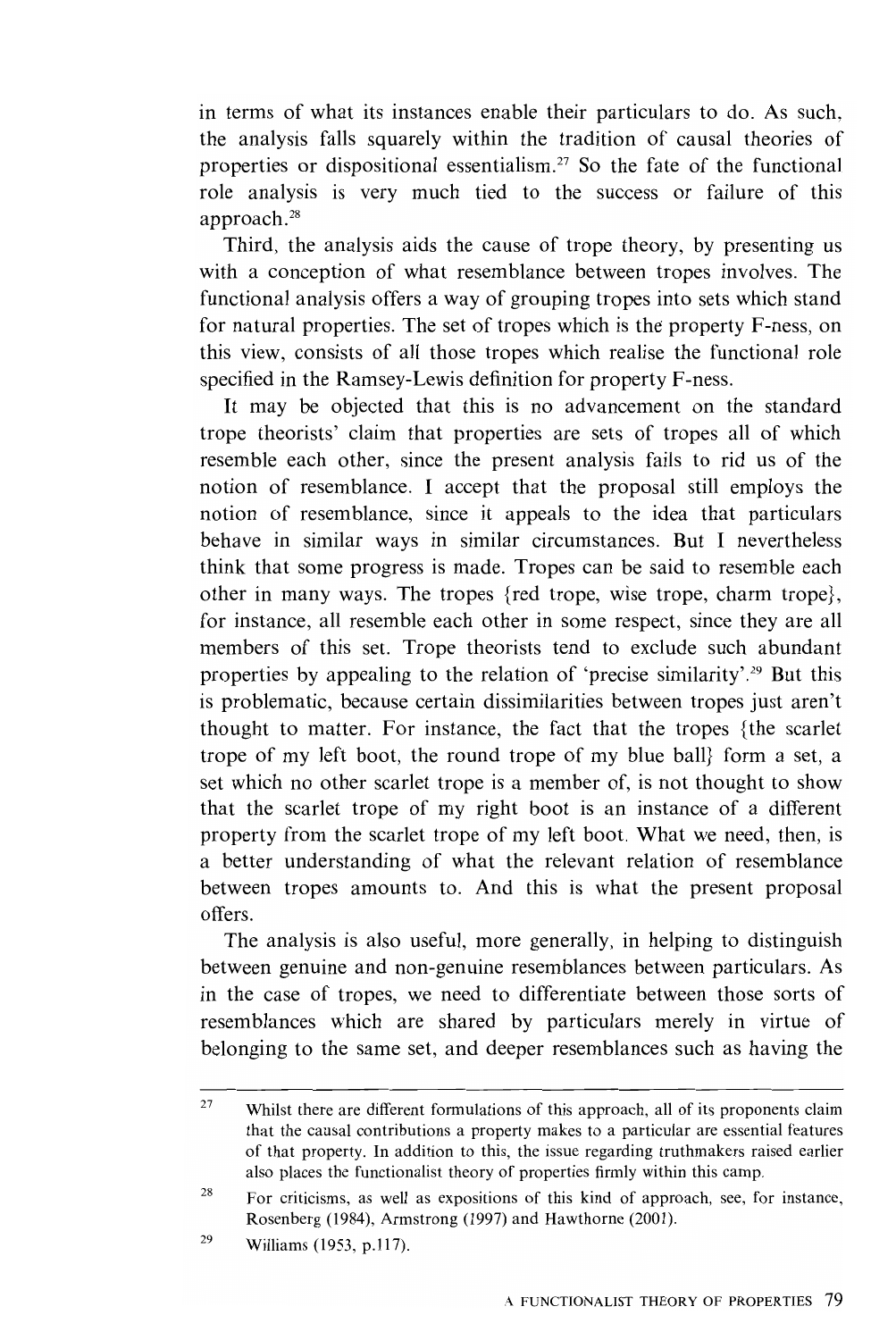in terms of what its instances enable their particulars to do. As such, the analysis falls squarely within the tradition of causal theories of properties or dispositional essentialism.[27] So the fate of the functional role analysis is very much tied to the success or failure of this approach.[28]

Third, the analysis aids the cause of trope theory, by presenting us with a conception of what resemblance between tropes involves. The functional analysis offers a way of grouping tropes into sets which stand for natural properties. The set of tropes which is the property F-ness, on this view, consists of all those tropes which realise the functional role specified in the Ramsey-Lewis definition for property F-ness.

It may be objected that this is no advancement on the standard trope theorists' claim that properties are sets of tropes all of which resemble each other, since the present analysis fails to rid us of the notion of resemblance. I accept that the proposal still employs the notion of resemblance, since it appeals to the idea that particulars behave in similar ways in similar circumstances. But I nevertheless think that some progress is made. Tropes can be said to resemble each other in many ways. The tropes {red trope, wise trope, charm trope}, for instance, all resemble each other in some respect, since they are all members of this set. Trope theorists tend to exclude such abundant properties by appealing to the relation of 'precise similarity'.[29] But this is problematic, because certain dissimilarities between tropes just aren't thought to matter. For instance, the fact that the tropes {the scarlet trope of my left boot, the round trope of my blue ball} form a set, a set which no other scarlet trope is a member of, is not thought to show that the scarlet trope of my right boot is an instance of a different property from the scarlet trope of my left boot. What we need, then, is a better understanding of what the relevant relation of resemblance between tropes amounts to. And this is what the present proposal offers.

The analysis is also useful, more generally, in helping to distinguish between genuine and non-genuine resemblances between particulars. As in the case of tropes, we need to differentiate between those sorts of resemblances which are shared by particulars merely in virtue of belonging to the same set, and deeper resemblances such as having the

---

[27] Whilst there are different formulations of this approach, all of its proponents claim that the causal contributions a property makes to a particular are essential features of that property. In addition to this, the issue regarding truthmakers raised earlier also places the functionalist theory of properties firmly within this camp.

[28] For criticisms, as well as expositions of this kind of approach, see, for instance, Rosenberg (1984), Armstrong (1997) and Hawthorne (2001).

[29] Williams (1953, p.117).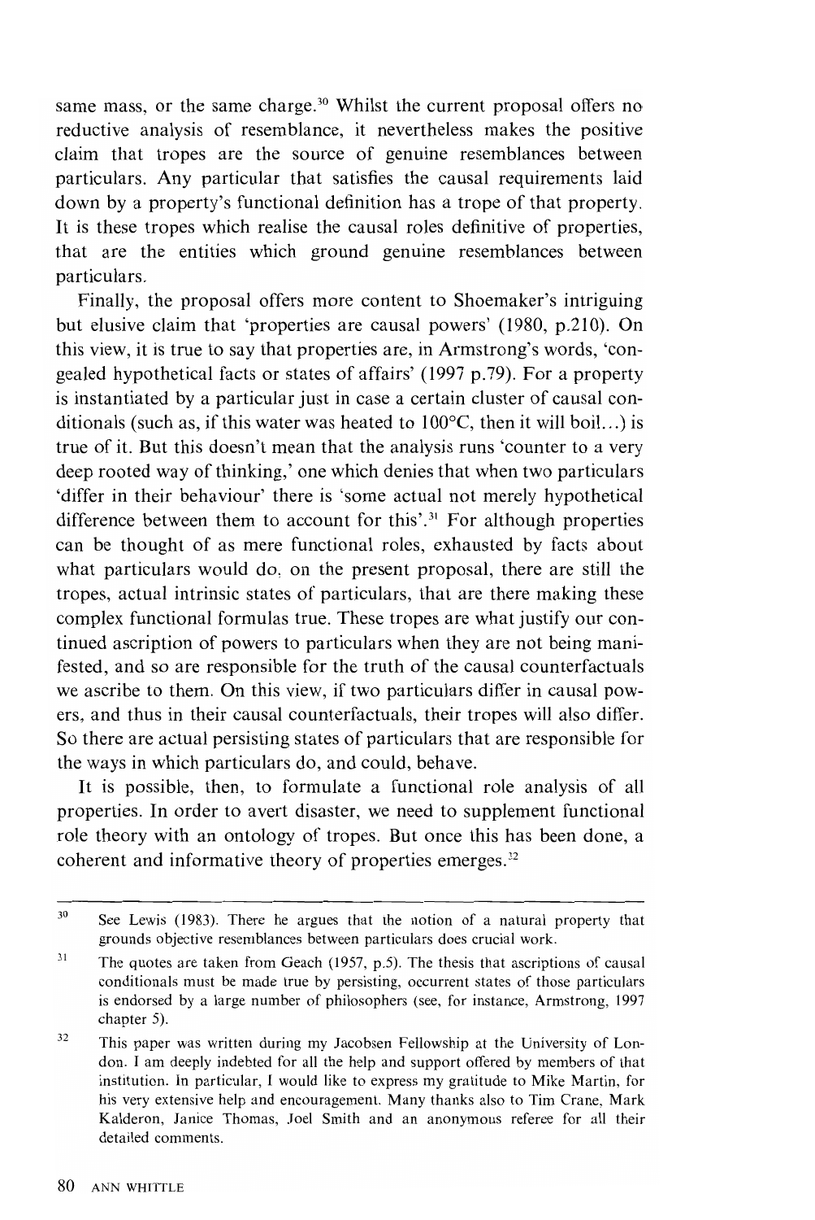same mass, or the same charge.[30] Whilst the current proposal offers no reductive analysis of resemblance, it nevertheless makes the positive claim that tropes are the source of genuine resemblances between particulars. Any particular that satisfies the causal requirements laid down by a property's functional definition has a trope of that property. It is these tropes which realise the causal roles definitive of properties, that are the entities which ground genuine resemblances between particulars.

Finally, the proposal offers more content to Shoemaker's intriguing but elusive claim that 'properties are causal powers' (1980, p.210). On this view, it is true to say that properties are, in Armstrong's words, 'congealed hypothetical facts or states of affairs' (1997 p.79). For a property is instantiated by a particular just in case a certain cluster of causal conditionals (such as, if this water was heated to 100°C, then it will boil...) is true of it. But this doesn't mean that the analysis runs 'counter to a very deep rooted way of thinking,' one which denies that when two particulars 'differ in their behaviour' there is 'some actual not merely hypothetical difference between them to account for this'.[31] For although properties can be thought of as mere functional roles, exhausted by facts about what particulars would do, on the present proposal, there are still the tropes, actual intrinsic states of particulars, that are there making these complex functional formulas true. These tropes are what justify our continued ascription of powers to particulars when they are not being manifested, and so are responsible for the truth of the causal counterfactuals we ascribe to them. On this view, if two particulars differ in causal powers, and thus in their causal counterfactuals, their tropes will also differ. So there are actual persisting states of particulars that are responsible for the ways in which particulars do, and could, behave.

It is possible, then, to formulate a functional role analysis of all properties. In order to avert disaster, we need to supplement functional role theory with an ontology of tropes. But once this has been done, a coherent and informative theory of properties emerges.[32]

---

[30] See Lewis (1983). There he argues that the notion of a natural property that grounds objective resemblances between particulars does crucial work.

[31] The quotes are taken from Geach (1957, p.5). The thesis that ascriptions of causal conditionals must be made true by persisting, occurrent states of those particulars is endorsed by a large number of philosophers (see, for instance, Armstrong, 1997 chapter 5).

[32] This paper was written during my Jacobsen Fellowship at the University of London. I am deeply indebted for all the help and support offered by members of that institution. In particular, I would like to express my gratitude to Mike Martin, for his very extensive help and encouragement. Many thanks also to Tim Crane, Mark Kalderon, Janice Thomas, Joel Smith and an anonymous referee for all their detailed comments.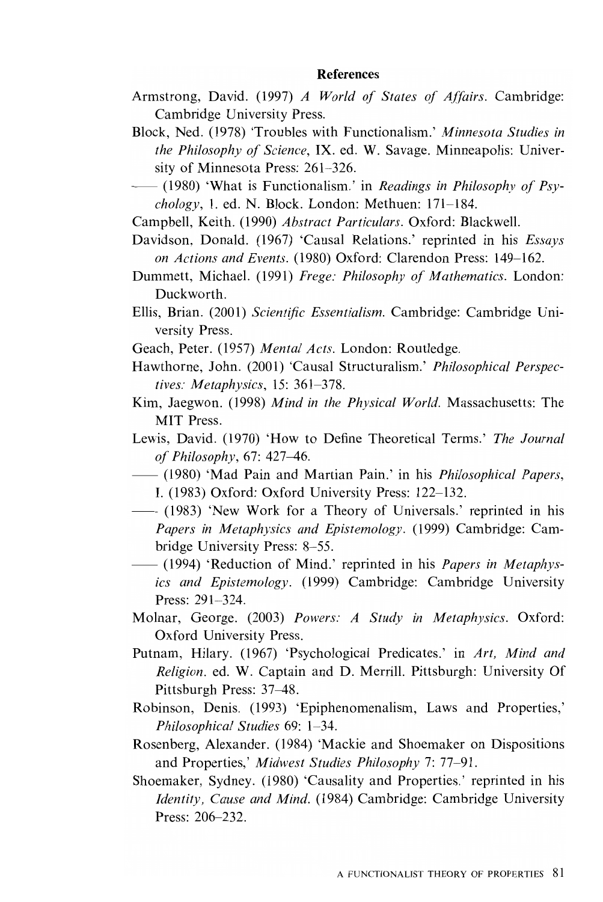## References

Armstrong, David. (1997) *A World of States of Affairs*. Cambridge: Cambridge University Press.

Block, Ned. (1978) 'Troubles with Functionalism.' *Minnesota Studies in the Philosophy of Science*, IX. ed. W. Savage. Minneapolis: University of Minnesota Press: 261–326.

—— (1980) 'What is Functionalism.' in *Readings in Philosophy of Psychology*, 1. ed. N. Block. London: Methuen: 171–184.

Campbell, Keith. (1990) *Abstract Particulars*. Oxford: Blackwell.

Davidson, Donald. (1967) 'Causal Relations.' reprinted in his *Essays on Actions and Events*. (1980) Oxford: Clarendon Press: 149–162.

Dummett, Michael. (1991) *Frege: Philosophy of Mathematics*. London: Duckworth.

Ellis, Brian. (2001) *Scientific Essentialism*. Cambridge: Cambridge University Press.

Geach, Peter. (1957) *Mental Acts*. London: Routledge.

Hawthorne, John. (2001) 'Causal Structuralism.' *Philosophical Perspectives: Metaphysics*, 15: 361–378.

Kim, Jaegwon. (1998) *Mind in the Physical World*. Massachusetts: The MIT Press.

Lewis, David. (1970) 'How to Define Theoretical Terms.' *The Journal of Philosophy*, 67: 427–46.

—— (1980) 'Mad Pain and Martian Pain.' in his *Philosophical Papers*, I. (1983) Oxford: Oxford University Press: 122–132.

—— (1983) 'New Work for a Theory of Universals.' reprinted in his *Papers in Metaphysics and Epistemology*. (1999) Cambridge: Cambridge University Press: 8–55.

—— (1994) 'Reduction of Mind.' reprinted in his *Papers in Metaphysics and Epistemology*. (1999) Cambridge: Cambridge University Press: 291–324.

Molnar, George. (2003) *Powers: A Study in Metaphysics*. Oxford: Oxford University Press.

Putnam, Hilary. (1967) 'Psychological Predicates.' in *Art, Mind and Religion*. ed. W. Captain and D. Merrill. Pittsburgh: University Of Pittsburgh Press: 37–48.

Robinson, Denis. (1993) 'Epiphenomenalism, Laws and Properties,' *Philosophical Studies* 69: 1–34.

Rosenberg, Alexander. (1984) 'Mackie and Shoemaker on Dispositions and Properties,' *Midwest Studies Philosophy* 7: 77–91.

Shoemaker, Sydney. (1980) 'Causality and Properties.' reprinted in his *Identity, Cause and Mind*. (1984) Cambridge: Cambridge University Press: 206–232.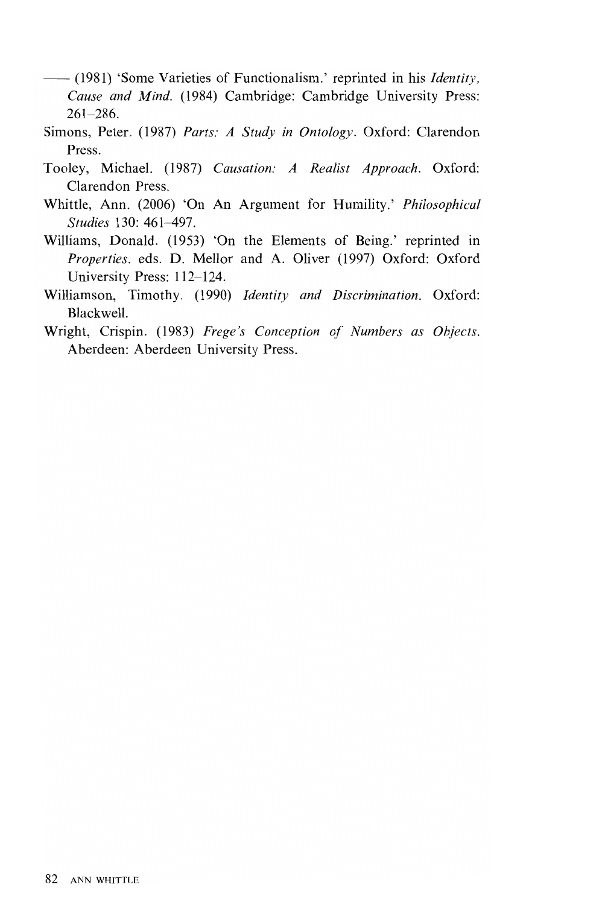—— (1981) 'Some Varieties of Functionalism.' reprinted in his *Identity, Cause and Mind.* (1984) Cambridge: Cambridge University Press: 261–286.

Simons, Peter. (1987) *Parts: A Study in Ontology.* Oxford: Clarendon Press.

Tooley, Michael. (1987) *Causation: A Realist Approach.* Oxford: Clarendon Press.

Whittle, Ann. (2006) 'On An Argument for Humility.' *Philosophical Studies* 130: 461–497.

Williams, Donald. (1953) 'On the Elements of Being.' reprinted in *Properties.* eds. D. Mellor and A. Oliver (1997) Oxford: Oxford University Press: 112–124.

Williamson, Timothy. (1990) *Identity and Discrimination.* Oxford: Blackwell.

Wright, Crispin. (1983) *Frege's Conception of Numbers as Objects.* Aberdeen: Aberdeen University Press.